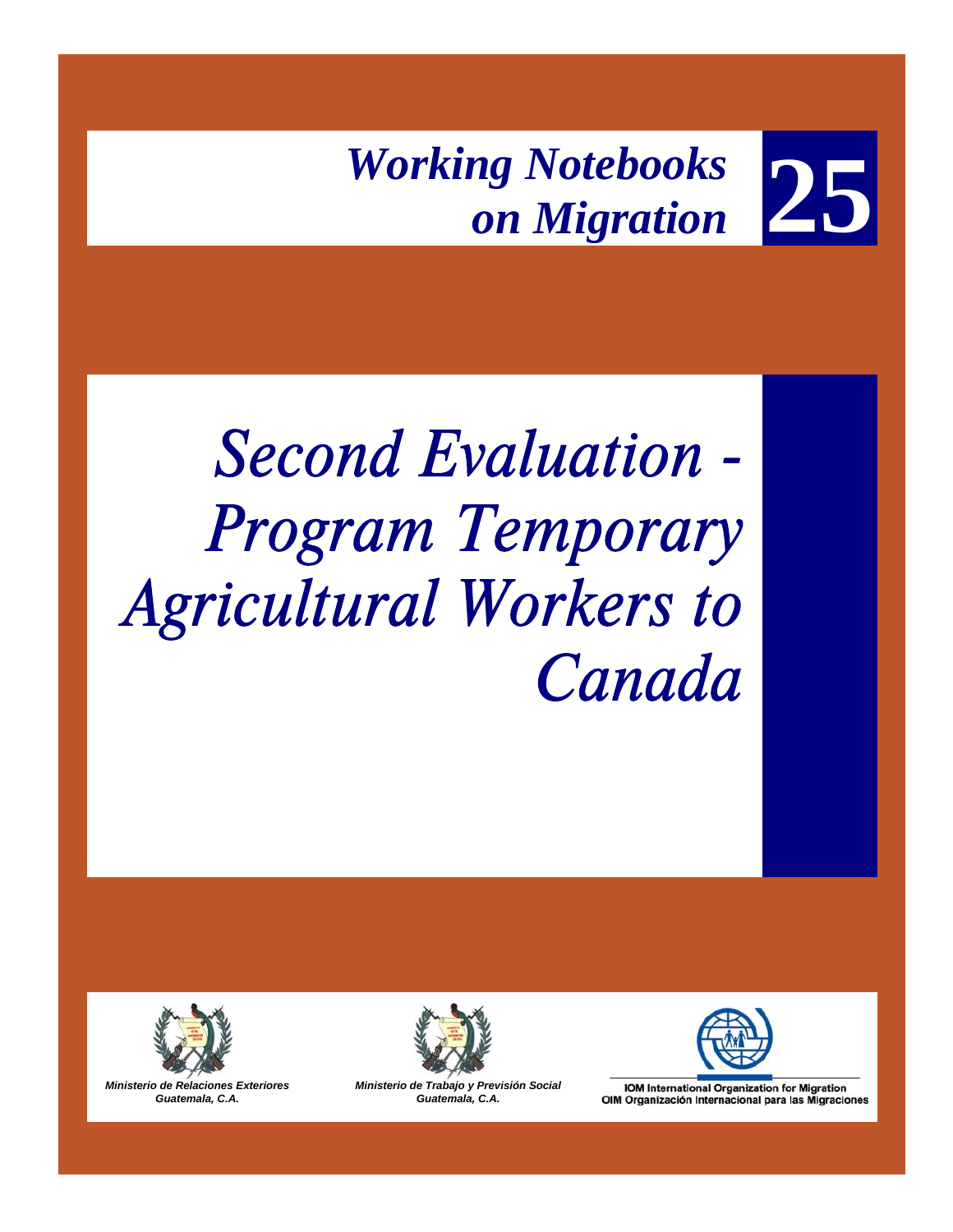# Working Notebooks on Migration 25

# Second Evaluation - Program Temporary Agricultural Workers to Canada

*Ministerio de Relaciones Exteriores*
*Guatemala, C.A.*

*Ministerio de Trabajo y Previsión Social*
*Guatemala, C.A.*

**IOM International Organization for Migration**
**OIM Organización Internacional para las Migraciones**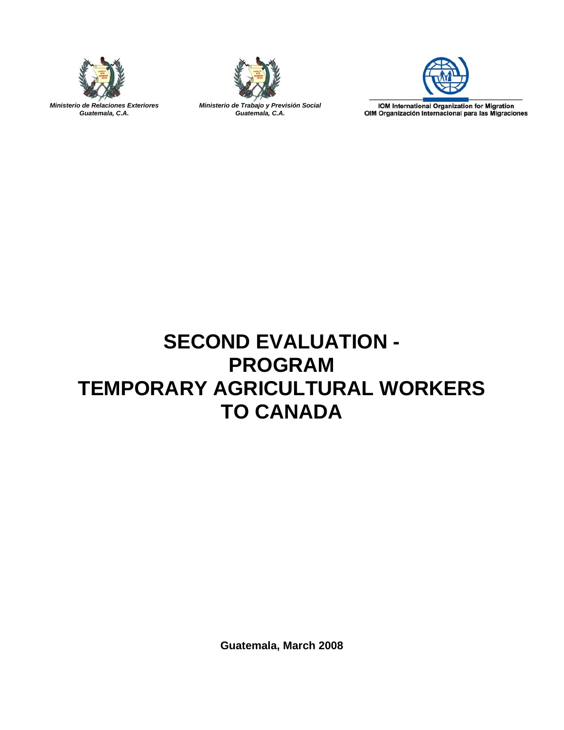*Ministerio de Relaciones Exteriores*
*Guatemala, C.A.*

*Ministerio de Trabajo y Previsión Social*
*Guatemala, C.A.*

**IOM International Organization for Migration**
**OIM Organización Internacional para las Migraciones**

# SECOND EVALUATION - PROGRAM TEMPORARY AGRICULTURAL WORKERS TO CANADA

**Guatemala, March 2008**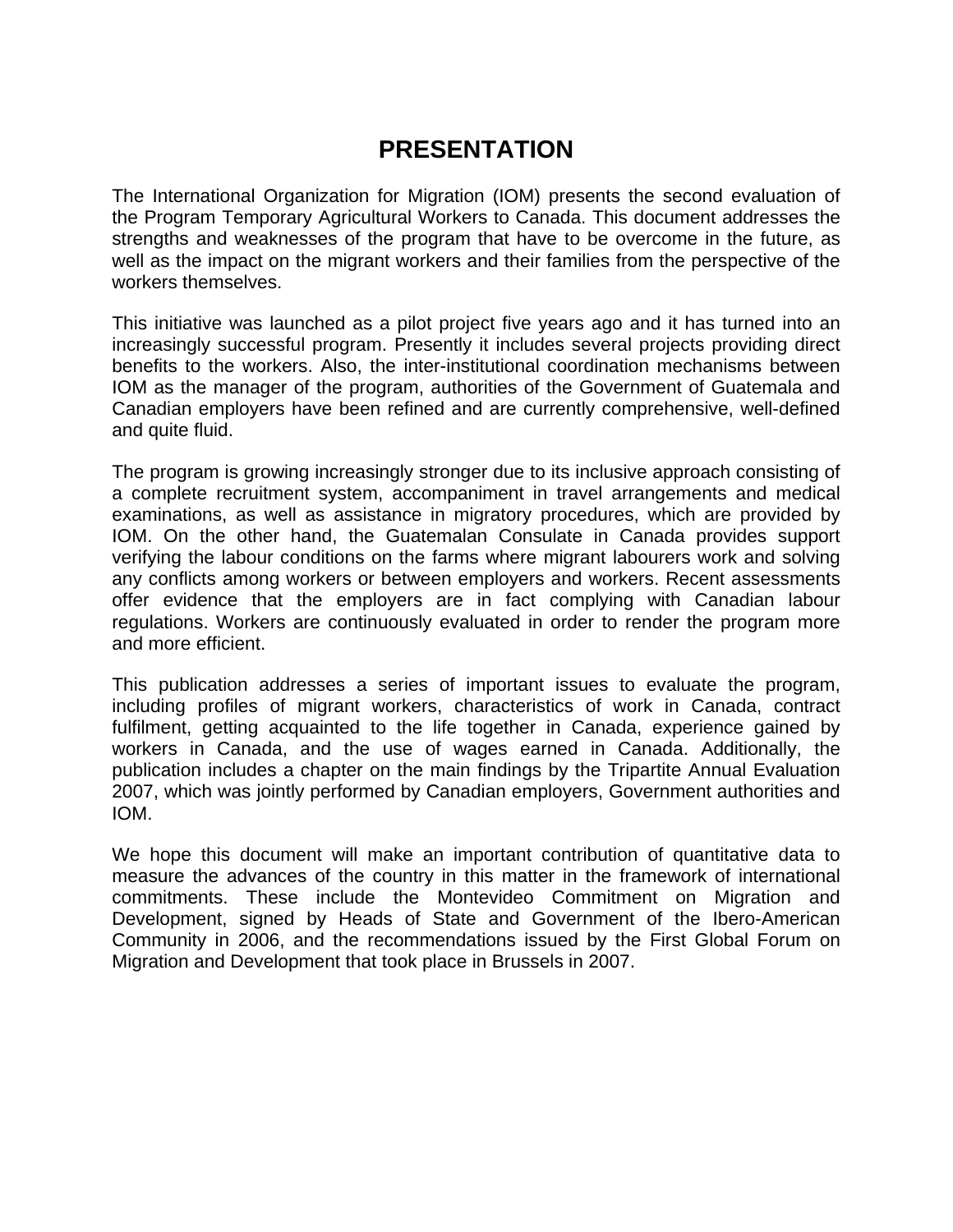# PRESENTATION

The International Organization for Migration (IOM) presents the second evaluation of the Program Temporary Agricultural Workers to Canada. This document addresses the strengths and weaknesses of the program that have to be overcome in the future, as well as the impact on the migrant workers and their families from the perspective of the workers themselves.

This initiative was launched as a pilot project five years ago and it has turned into an increasingly successful program. Presently it includes several projects providing direct benefits to the workers. Also, the inter-institutional coordination mechanisms between IOM as the manager of the program, authorities of the Government of Guatemala and Canadian employers have been refined and are currently comprehensive, well-defined and quite fluid.

The program is growing increasingly stronger due to its inclusive approach consisting of a complete recruitment system, accompaniment in travel arrangements and medical examinations, as well as assistance in migratory procedures, which are provided by IOM. On the other hand, the Guatemalan Consulate in Canada provides support verifying the labour conditions on the farms where migrant labourers work and solving any conflicts among workers or between employers and workers. Recent assessments offer evidence that the employers are in fact complying with Canadian labour regulations. Workers are continuously evaluated in order to render the program more and more efficient.

This publication addresses a series of important issues to evaluate the program, including profiles of migrant workers, characteristics of work in Canada, contract fulfilment, getting acquainted to the life together in Canada, experience gained by workers in Canada, and the use of wages earned in Canada. Additionally, the publication includes a chapter on the main findings by the Tripartite Annual Evaluation 2007, which was jointly performed by Canadian employers, Government authorities and IOM.

We hope this document will make an important contribution of quantitative data to measure the advances of the country in this matter in the framework of international commitments. These include the Montevideo Commitment on Migration and Development, signed by Heads of State and Government of the Ibero-American Community in 2006, and the recommendations issued by the First Global Forum on Migration and Development that took place in Brussels in 2007.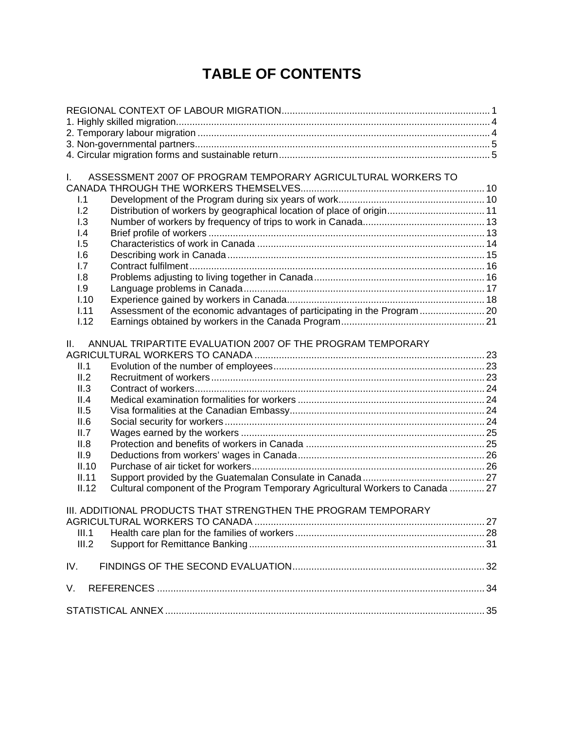# TABLE OF CONTENTS

REGIONAL CONTEXT OF LABOUR MIGRATION ........................................................................... 1
1. Highly skilled migration ........................................................................................................ 4
2. Temporary labour migration ................................................................................................ 4
3. Non-governmental partners ................................................................................................. 5
4. Circular migration forms and sustainable return .................................................................. 5

I. ASSESSMENT 2007 OF PROGRAM TEMPORARY AGRICULTURAL WORKERS TO CANADA THROUGH THE WORKERS THEMSELVES ..................................................................... 10
- I.1 Development of the Program during six years of work ....................................................... 10
- I.2 Distribution of workers by geographical location of place of origin .................................... 11
- I.3 Number of workers by frequency of trips to work in Canada ............................................. 13
- I.4 Brief profile of workers ...................................................................................................... 13
- I.5 Characteristics of work in Canada .................................................................................... 14
- I.6 Describing work in Canada ............................................................................................... 15
- I.7 Contract fulfilment ............................................................................................................. 16
- I.8 Problems adjusting to living together in Canada ............................................................... 16
- I.9 Language problems in Canada .......................................................................................... 17
- I.10 Experience gained by workers in Canada ......................................................................... 18
- I.11 Assessment of the economic advantages of participating in the Program ........................ 20
- I.12 Earnings obtained by workers in the Canada Program ...................................................... 21

II. ANNUAL TRIPARTITE EVALUATION 2007 OF THE PROGRAM TEMPORARY AGRICULTURAL WORKERS TO CANADA ..................................................................................... 23
- II.1 Evolution of the number of employees .............................................................................. 23
- II.2 Recruitment of workers ..................................................................................................... 23
- II.3 Contract of workers ........................................................................................................... 24
- II.4 Medical examination formalities for workers ..................................................................... 24
- II.5 Visa formalities at the Canadian Embassy ........................................................................ 24
- II.6 Social security for workers ................................................................................................ 24
- II.7 Wages earned by the workers ........................................................................................... 25
- II.8 Protection and benefits of workers in Canada ................................................................... 25
- II.9 Deductions from workers' wages in Canada ..................................................................... 26
- II.10 Purchase of air ticket for workers ..................................................................................... 26
- II.11 Support provided by the Guatemalan Consulate in Canada ............................................. 27
- II.12 Cultural component of the Program Temporary Agricultural Workers to Canada ............. 27

III. ADDITIONAL PRODUCTS THAT STRENGTHEN THE PROGRAM TEMPORARY AGRICULTURAL WORKERS TO CANADA ..................................................................................... 27
- III.1 Health care plan for the families of workers ..................................................................... 28
- III.2 Support for Remittance Banking ....................................................................................... 31

IV. FINDINGS OF THE SECOND EVALUATION ....................................................................... 32

V. REFERENCES ......................................................................................................................... 34

STATISTICAL ANNEX ...................................................................................................................... 35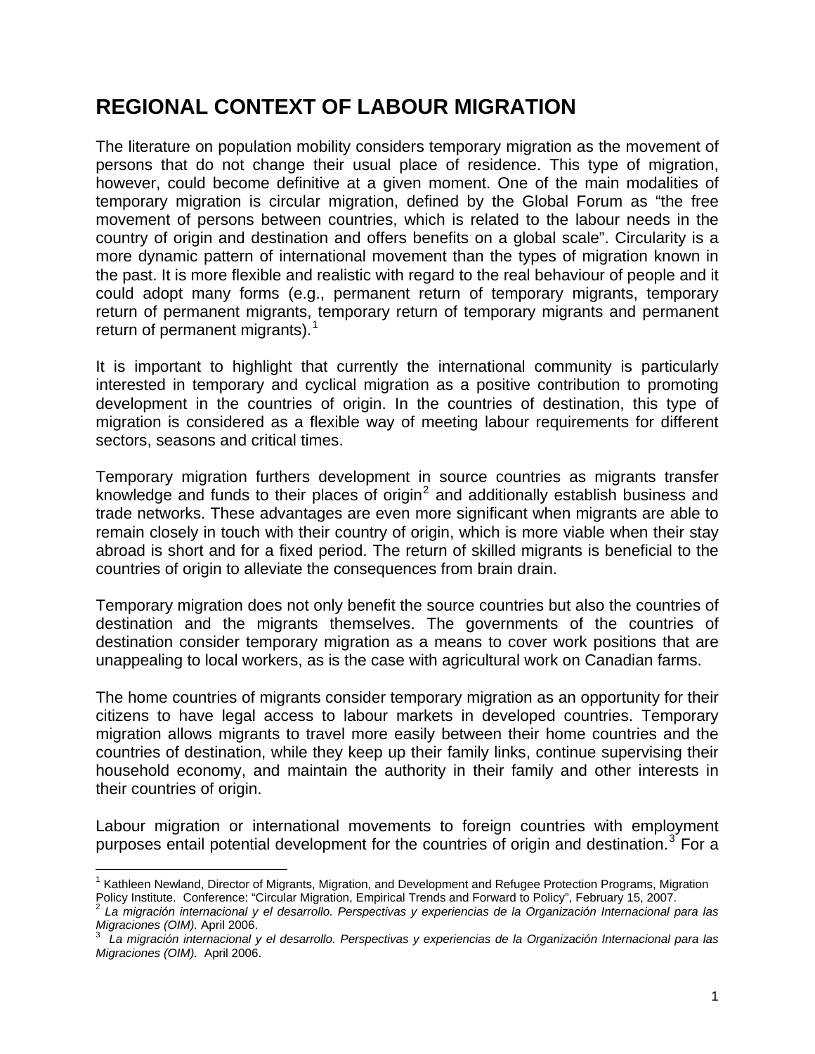# REGIONAL CONTEXT OF LABOUR MIGRATION

The literature on population mobility considers temporary migration as the movement of persons that do not change their usual place of residence. This type of migration, however, could become definitive at a given moment. One of the main modalities of temporary migration is circular migration, defined by the Global Forum as "the free movement of persons between countries, which is related to the labour needs in the country of origin and destination and offers benefits on a global scale". Circularity is a more dynamic pattern of international movement than the types of migration known in the past. It is more flexible and realistic with regard to the real behaviour of people and it could adopt many forms (e.g., permanent return of temporary migrants, temporary return of permanent migrants, temporary return of temporary migrants and permanent return of permanent migrants).[1]

It is important to highlight that currently the international community is particularly interested in temporary and cyclical migration as a positive contribution to promoting development in the countries of origin. In the countries of destination, this type of migration is considered as a flexible way of meeting labour requirements for different sectors, seasons and critical times.

Temporary migration furthers development in source countries as migrants transfer knowledge and funds to their places of origin[2] and additionally establish business and trade networks. These advantages are even more significant when migrants are able to remain closely in touch with their country of origin, which is more viable when their stay abroad is short and for a fixed period. The return of skilled migrants is beneficial to the countries of origin to alleviate the consequences from brain drain.

Temporary migration does not only benefit the source countries but also the countries of destination and the migrants themselves. The governments of the countries of destination consider temporary migration as a means to cover work positions that are unappealing to local workers, as is the case with agricultural work on Canadian farms.

The home countries of migrants consider temporary migration as an opportunity for their citizens to have legal access to labour markets in developed countries. Temporary migration allows migrants to travel more easily between their home countries and the countries of destination, while they keep up their family links, continue supervising their household economy, and maintain the authority in their family and other interests in their countries of origin.

Labour migration or international movements to foreign countries with employment purposes entail potential development for the countries of origin and destination.[3] For a

---

[1] Kathleen Newland, Director of Migrants, Migration, and Development and Refugee Protection Programs, Migration Policy Institute. Conference: "Circular Migration, Empirical Trends and Forward to Policy", February 15, 2007.

[2] *La migración internacional y el desarrollo. Perspectivas y experiencias de la Organización Internacional para las Migraciones (OIM).* April 2006.

[3] *La migración internacional y el desarrollo. Perspectivas y experiencias de la Organización Internacional para las Migraciones (OIM).* April 2006.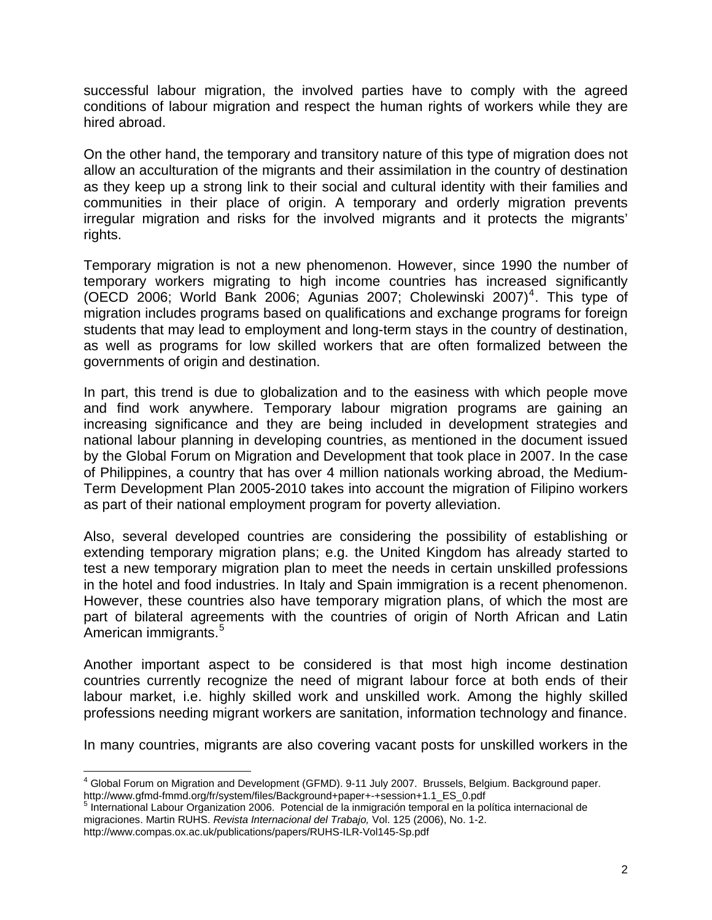successful labour migration, the involved parties have to comply with the agreed conditions of labour migration and respect the human rights of workers while they are hired abroad.

On the other hand, the temporary and transitory nature of this type of migration does not allow an acculturation of the migrants and their assimilation in the country of destination as they keep up a strong link to their social and cultural identity with their families and communities in their place of origin. A temporary and orderly migration prevents irregular migration and risks for the involved migrants and it protects the migrants' rights.

Temporary migration is not a new phenomenon. However, since 1990 the number of temporary workers migrating to high income countries has increased significantly (OECD 2006; World Bank 2006; Agunias 2007; Cholewinski 2007)[4]. This type of migration includes programs based on qualifications and exchange programs for foreign students that may lead to employment and long-term stays in the country of destination, as well as programs for low skilled workers that are often formalized between the governments of origin and destination.

In part, this trend is due to globalization and to the easiness with which people move and find work anywhere. Temporary labour migration programs are gaining an increasing significance and they are being included in development strategies and national labour planning in developing countries, as mentioned in the document issued by the Global Forum on Migration and Development that took place in 2007. In the case of Philippines, a country that has over 4 million nationals working abroad, the Medium-Term Development Plan 2005-2010 takes into account the migration of Filipino workers as part of their national employment program for poverty alleviation.

Also, several developed countries are considering the possibility of establishing or extending temporary migration plans; e.g. the United Kingdom has already started to test a new temporary migration plan to meet the needs in certain unskilled professions in the hotel and food industries. In Italy and Spain immigration is a recent phenomenon. However, these countries also have temporary migration plans, of which the most are part of bilateral agreements with the countries of origin of North African and Latin American immigrants.[5]

Another important aspect to be considered is that most high income destination countries currently recognize the need of migrant labour force at both ends of their labour market, i.e. highly skilled work and unskilled work. Among the highly skilled professions needing migrant workers are sanitation, information technology and finance.

In many countries, migrants are also covering vacant posts for unskilled workers in the

---

[4] Global Forum on Migration and Development (GFMD). 9-11 July 2007. Brussels, Belgium. Background paper. http://www.gfmd-fmmd.org/fr/system/files/Background+paper+-+session+1.1_ES_0.pdf

[5] International Labour Organization 2006. Potencial de la inmigración temporal en la política internacional de migraciones. Martin RUHS. *Revista Internacional del Trabajo,* Vol. 125 (2006), No. 1-2. http://www.compas.ox.ac.uk/publications/papers/RUHS-ILR-Vol145-Sp.pdf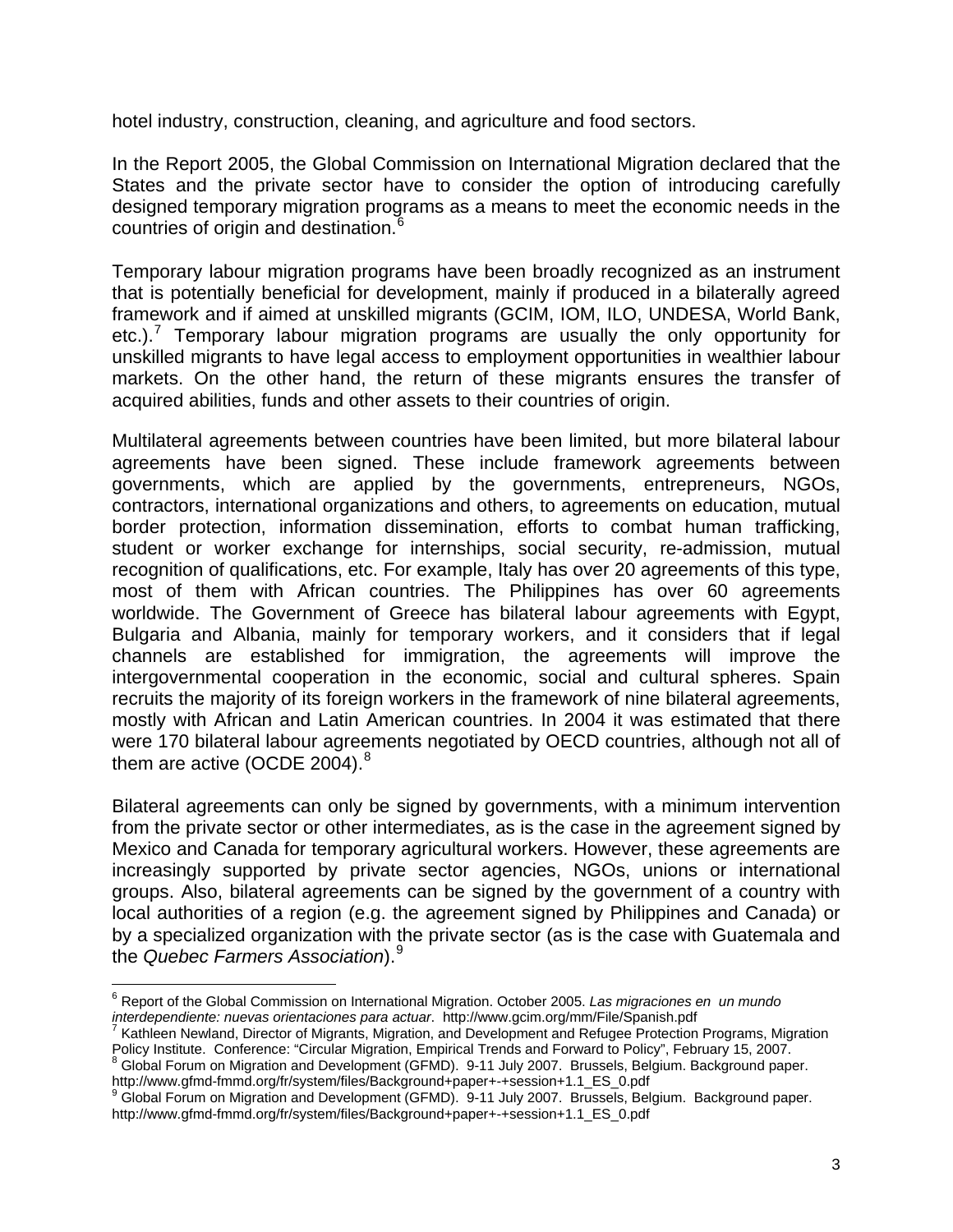hotel industry, construction, cleaning, and agriculture and food sectors.

In the Report 2005, the Global Commission on International Migration declared that the States and the private sector have to consider the option of introducing carefully designed temporary migration programs as a means to meet the economic needs in the countries of origin and destination.[6]

Temporary labour migration programs have been broadly recognized as an instrument that is potentially beneficial for development, mainly if produced in a bilaterally agreed framework and if aimed at unskilled migrants (GCIM, IOM, ILO, UNDESA, World Bank, etc.).[7] Temporary labour migration programs are usually the only opportunity for unskilled migrants to have legal access to employment opportunities in wealthier labour markets. On the other hand, the return of these migrants ensures the transfer of acquired abilities, funds and other assets to their countries of origin.

Multilateral agreements between countries have been limited, but more bilateral labour agreements have been signed. These include framework agreements between governments, which are applied by the governments, entrepreneurs, NGOs, contractors, international organizations and others, to agreements on education, mutual border protection, information dissemination, efforts to combat human trafficking, student or worker exchange for internships, social security, re-admission, mutual recognition of qualifications, etc. For example, Italy has over 20 agreements of this type, most of them with African countries. The Philippines has over 60 agreements worldwide. The Government of Greece has bilateral labour agreements with Egypt, Bulgaria and Albania, mainly for temporary workers, and it considers that if legal channels are established for immigration, the agreements will improve the intergovernmental cooperation in the economic, social and cultural spheres. Spain recruits the majority of its foreign workers in the framework of nine bilateral agreements, mostly with African and Latin American countries. In 2004 it was estimated that there were 170 bilateral labour agreements negotiated by OECD countries, although not all of them are active (OCDE 2004).[8]

Bilateral agreements can only be signed by governments, with a minimum intervention from the private sector or other intermediates, as is the case in the agreement signed by Mexico and Canada for temporary agricultural workers. However, these agreements are increasingly supported by private sector agencies, NGOs, unions or international groups. Also, bilateral agreements can be signed by the government of a country with local authorities of a region (e.g. the agreement signed by Philippines and Canada) or by a specialized organization with the private sector (as is the case with Guatemala and the *Quebec Farmers Association*).[9]

---

[6] Report of the Global Commission on International Migration. October 2005. *Las migraciones en un mundo interdependiente: nuevas orientaciones para actuar*. http://www.gcim.org/mm/File/Spanish.pdf

[7] Kathleen Newland, Director of Migrants, Migration, and Development and Refugee Protection Programs, Migration Policy Institute. Conference: "Circular Migration, Empirical Trends and Forward to Policy", February 15, 2007.

[8] Global Forum on Migration and Development (GFMD). 9-11 July 2007. Brussels, Belgium. Background paper. http://www.gfmd-fmmd.org/fr/system/files/Background+paper+-+session+1.1_ES_0.pdf

[9] Global Forum on Migration and Development (GFMD). 9-11 July 2007. Brussels, Belgium. Background paper. http://www.gfmd-fmmd.org/fr/system/files/Background+paper+-+session+1.1_ES_0.pdf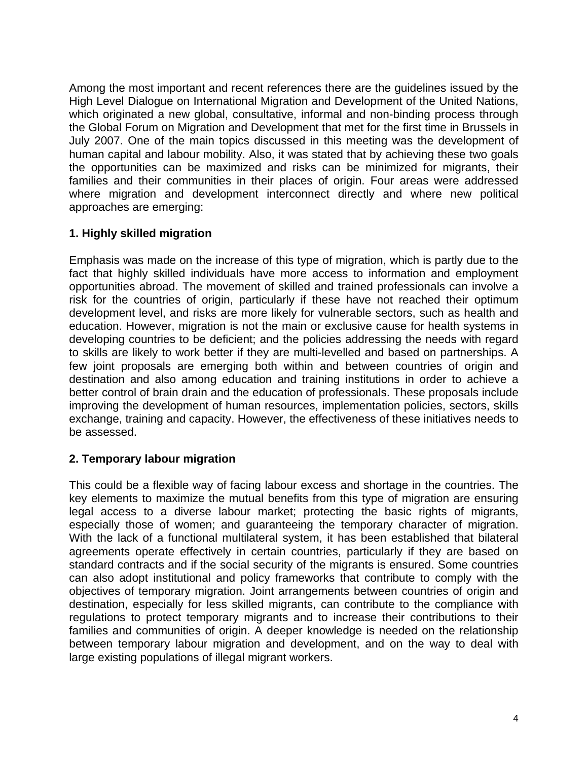Among the most important and recent references there are the guidelines issued by the High Level Dialogue on International Migration and Development of the United Nations, which originated a new global, consultative, informal and non-binding process through the Global Forum on Migration and Development that met for the first time in Brussels in July 2007. One of the main topics discussed in this meeting was the development of human capital and labour mobility. Also, it was stated that by achieving these two goals the opportunities can be maximized and risks can be minimized for migrants, their families and their communities in their places of origin. Four areas were addressed where migration and development interconnect directly and where new political approaches are emerging:

**1. Highly skilled migration**

Emphasis was made on the increase of this type of migration, which is partly due to the fact that highly skilled individuals have more access to information and employment opportunities abroad. The movement of skilled and trained professionals can involve a risk for the countries of origin, particularly if these have not reached their optimum development level, and risks are more likely for vulnerable sectors, such as health and education. However, migration is not the main or exclusive cause for health systems in developing countries to be deficient; and the policies addressing the needs with regard to skills are likely to work better if they are multi-levelled and based on partnerships. A few joint proposals are emerging both within and between countries of origin and destination and also among education and training institutions in order to achieve a better control of brain drain and the education of professionals. These proposals include improving the development of human resources, implementation policies, sectors, skills exchange, training and capacity. However, the effectiveness of these initiatives needs to be assessed.

**2. Temporary labour migration**

This could be a flexible way of facing labour excess and shortage in the countries. The key elements to maximize the mutual benefits from this type of migration are ensuring legal access to a diverse labour market; protecting the basic rights of migrants, especially those of women; and guaranteeing the temporary character of migration. With the lack of a functional multilateral system, it has been established that bilateral agreements operate effectively in certain countries, particularly if they are based on standard contracts and if the social security of the migrants is ensured. Some countries can also adopt institutional and policy frameworks that contribute to comply with the objectives of temporary migration. Joint arrangements between countries of origin and destination, especially for less skilled migrants, can contribute to the compliance with regulations to protect temporary migrants and to increase their contributions to their families and communities of origin. A deeper knowledge is needed on the relationship between temporary labour migration and development, and on the way to deal with large existing populations of illegal migrant workers.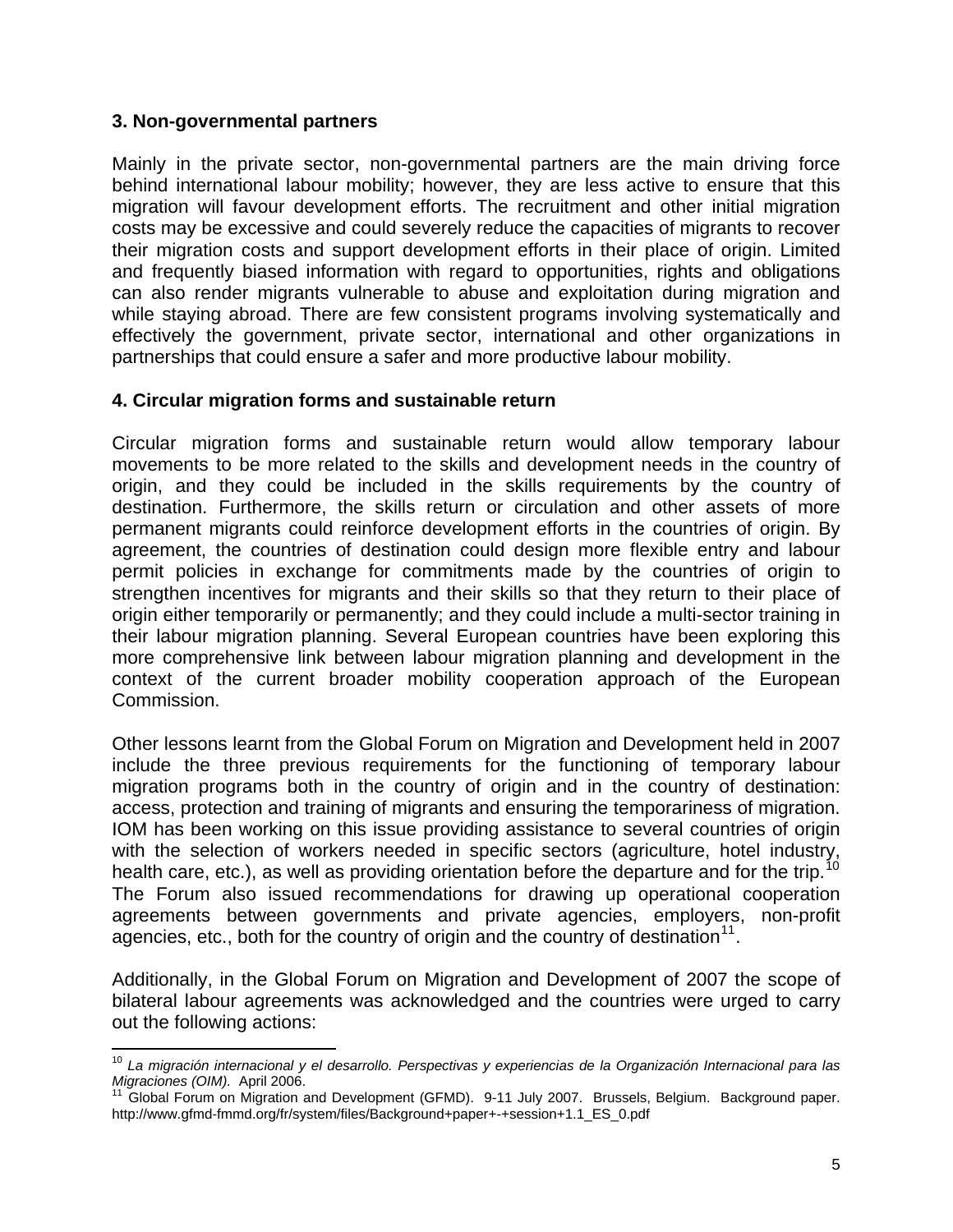### 3. Non-governmental partners

Mainly in the private sector, non-governmental partners are the main driving force behind international labour mobility; however, they are less active to ensure that this migration will favour development efforts. The recruitment and other initial migration costs may be excessive and could severely reduce the capacities of migrants to recover their migration costs and support development efforts in their place of origin. Limited and frequently biased information with regard to opportunities, rights and obligations can also render migrants vulnerable to abuse and exploitation during migration and while staying abroad. There are few consistent programs involving systematically and effectively the government, private sector, international and other organizations in partnerships that could ensure a safer and more productive labour mobility.

### 4. Circular migration forms and sustainable return

Circular migration forms and sustainable return would allow temporary labour movements to be more related to the skills and development needs in the country of origin, and they could be included in the skills requirements by the country of destination. Furthermore, the skills return or circulation and other assets of more permanent migrants could reinforce development efforts in the countries of origin. By agreement, the countries of destination could design more flexible entry and labour permit policies in exchange for commitments made by the countries of origin to strengthen incentives for migrants and their skills so that they return to their place of origin either temporarily or permanently; and they could include a multi-sector training in their labour migration planning. Several European countries have been exploring this more comprehensive link between labour migration planning and development in the context of the current broader mobility cooperation approach of the European Commission.

Other lessons learnt from the Global Forum on Migration and Development held in 2007 include the three previous requirements for the functioning of temporary labour migration programs both in the country of origin and in the country of destination: access, protection and training of migrants and ensuring the temporariness of migration. IOM has been working on this issue providing assistance to several countries of origin with the selection of workers needed in specific sectors (agriculture, hotel industry, health care, etc.), as well as providing orientation before the departure and for the trip.[10] The Forum also issued recommendations for drawing up operational cooperation agreements between governments and private agencies, employers, non-profit agencies, etc., both for the country of origin and the country of destination[11].

Additionally, in the Global Forum on Migration and Development of 2007 the scope of bilateral labour agreements was acknowledged and the countries were urged to carry out the following actions:

---

[10] *La migración internacional y el desarrollo. Perspectivas y experiencias de la Organización Internacional para las Migraciones (OIM).* April 2006.

[11] Global Forum on Migration and Development (GFMD). 9-11 July 2007. Brussels, Belgium. Background paper. http://www.gfmd-fmmd.org/fr/system/files/Background+paper+-+session+1.1_ES_0.pdf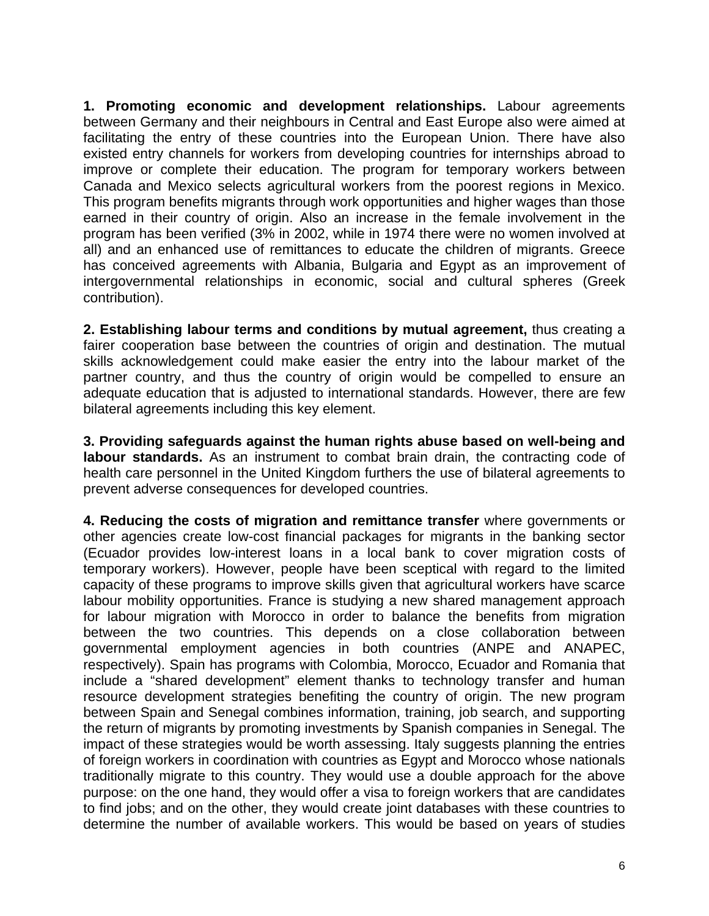**1. Promoting economic and development relationships.** Labour agreements between Germany and their neighbours in Central and East Europe also were aimed at facilitating the entry of these countries into the European Union. There have also existed entry channels for workers from developing countries for internships abroad to improve or complete their education. The program for temporary workers between Canada and Mexico selects agricultural workers from the poorest regions in Mexico. This program benefits migrants through work opportunities and higher wages than those earned in their country of origin. Also an increase in the female involvement in the program has been verified (3% in 2002, while in 1974 there were no women involved at all) and an enhanced use of remittances to educate the children of migrants. Greece has conceived agreements with Albania, Bulgaria and Egypt as an improvement of intergovernmental relationships in economic, social and cultural spheres (Greek contribution).

**2. Establishing labour terms and conditions by mutual agreement,** thus creating a fairer cooperation base between the countries of origin and destination. The mutual skills acknowledgement could make easier the entry into the labour market of the partner country, and thus the country of origin would be compelled to ensure an adequate education that is adjusted to international standards. However, there are few bilateral agreements including this key element.

**3. Providing safeguards against the human rights abuse based on well-being and labour standards.** As an instrument to combat brain drain, the contracting code of health care personnel in the United Kingdom furthers the use of bilateral agreements to prevent adverse consequences for developed countries.

**4. Reducing the costs of migration and remittance transfer** where governments or other agencies create low-cost financial packages for migrants in the banking sector (Ecuador provides low-interest loans in a local bank to cover migration costs of temporary workers). However, people have been sceptical with regard to the limited capacity of these programs to improve skills given that agricultural workers have scarce labour mobility opportunities. France is studying a new shared management approach for labour migration with Morocco in order to balance the benefits from migration between the two countries. This depends on a close collaboration between governmental employment agencies in both countries (ANPE and ANAPEC, respectively). Spain has programs with Colombia, Morocco, Ecuador and Romania that include a "shared development" element thanks to technology transfer and human resource development strategies benefiting the country of origin. The new program between Spain and Senegal combines information, training, job search, and supporting the return of migrants by promoting investments by Spanish companies in Senegal. The impact of these strategies would be worth assessing. Italy suggests planning the entries of foreign workers in coordination with countries as Egypt and Morocco whose nationals traditionally migrate to this country. They would use a double approach for the above purpose: on the one hand, they would offer a visa to foreign workers that are candidates to find jobs; and on the other, they would create joint databases with these countries to determine the number of available workers. This would be based on years of studies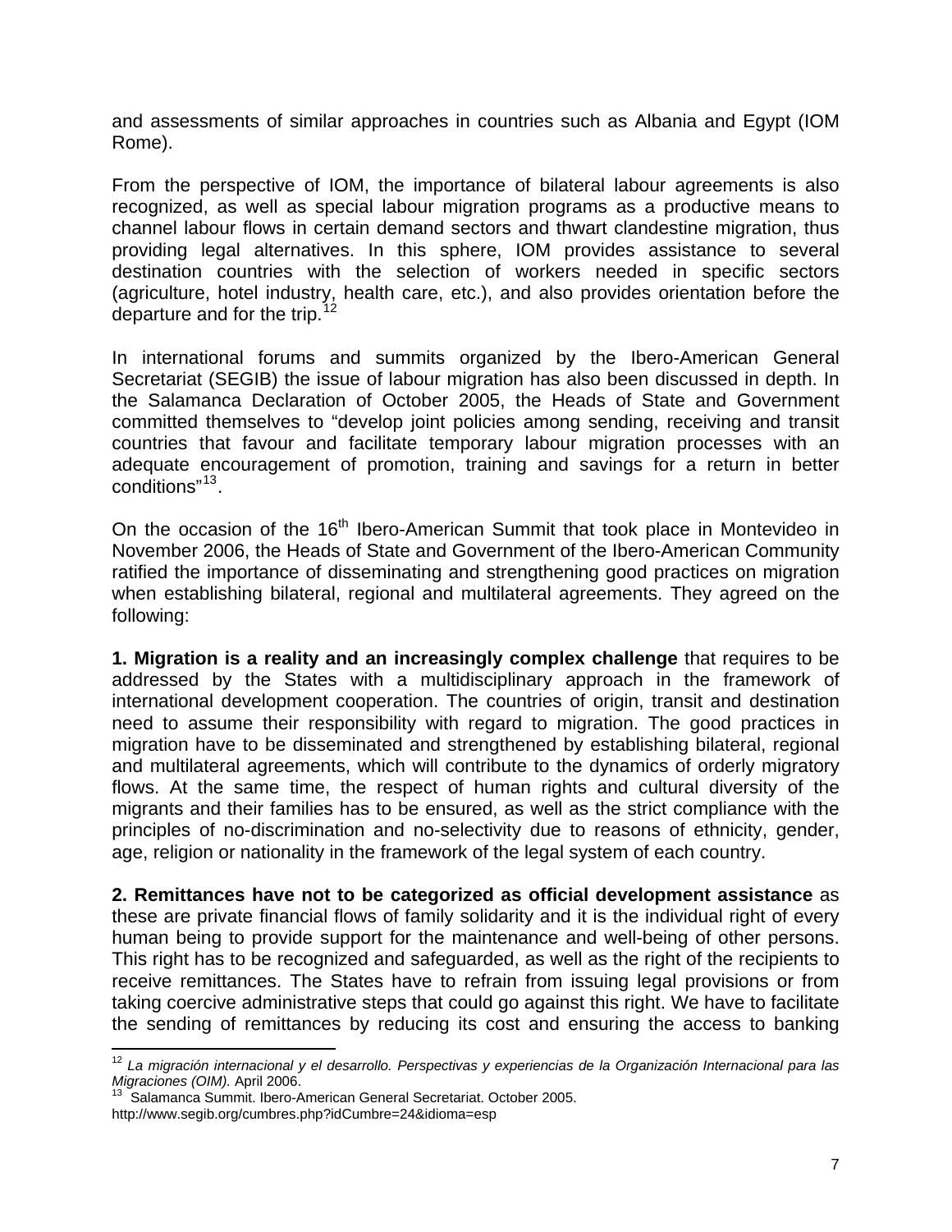and assessments of similar approaches in countries such as Albania and Egypt (IOM Rome).

From the perspective of IOM, the importance of bilateral labour agreements is also recognized, as well as special labour migration programs as a productive means to channel labour flows in certain demand sectors and thwart clandestine migration, thus providing legal alternatives. In this sphere, IOM provides assistance to several destination countries with the selection of workers needed in specific sectors (agriculture, hotel industry, health care, etc.), and also provides orientation before the departure and for the trip.[12]

In international forums and summits organized by the Ibero-American General Secretariat (SEGIB) the issue of labour migration has also been discussed in depth. In the Salamanca Declaration of October 2005, the Heads of State and Government committed themselves to "develop joint policies among sending, receiving and transit countries that favour and facilitate temporary labour migration processes with an adequate encouragement of promotion, training and savings for a return in better conditions"[13].

On the occasion of the 16th Ibero-American Summit that took place in Montevideo in November 2006, the Heads of State and Government of the Ibero-American Community ratified the importance of disseminating and strengthening good practices on migration when establishing bilateral, regional and multilateral agreements. They agreed on the following:

**1. Migration is a reality and an increasingly complex challenge** that requires to be addressed by the States with a multidisciplinary approach in the framework of international development cooperation. The countries of origin, transit and destination need to assume their responsibility with regard to migration. The good practices in migration have to be disseminated and strengthened by establishing bilateral, regional and multilateral agreements, which will contribute to the dynamics of orderly migratory flows. At the same time, the respect of human rights and cultural diversity of the migrants and their families has to be ensured, as well as the strict compliance with the principles of no-discrimination and no-selectivity due to reasons of ethnicity, gender, age, religion or nationality in the framework of the legal system of each country.

**2. Remittances have not to be categorized as official development assistance** as these are private financial flows of family solidarity and it is the individual right of every human being to provide support for the maintenance and well-being of other persons. This right has to be recognized and safeguarded, as well as the right of the recipients to receive remittances. The States have to refrain from issuing legal provisions or from taking coercive administrative steps that could go against this right. We have to facilitate the sending of remittances by reducing its cost and ensuring the access to banking

---

[12] *La migración internacional y el desarrollo. Perspectivas y experiencias de la Organización Internacional para las Migraciones (OIM).* April 2006.

[13] Salamanca Summit. Ibero-American General Secretariat. October 2005. http://www.segib.org/cumbres.php?idCumbre=24&idioma=esp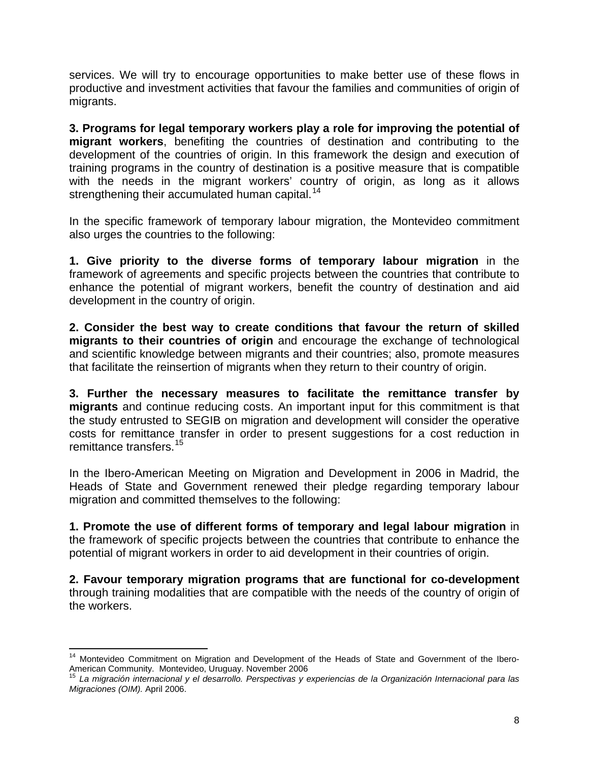services. We will try to encourage opportunities to make better use of these flows in productive and investment activities that favour the families and communities of origin of migrants.

**3. Programs for legal temporary workers play a role for improving the potential of migrant workers**, benefiting the countries of destination and contributing to the development of the countries of origin. In this framework the design and execution of training programs in the country of destination is a positive measure that is compatible with the needs in the migrant workers' country of origin, as long as it allows strengthening their accumulated human capital.[14]

In the specific framework of temporary labour migration, the Montevideo commitment also urges the countries to the following:

**1. Give priority to the diverse forms of temporary labour migration** in the framework of agreements and specific projects between the countries that contribute to enhance the potential of migrant workers, benefit the country of destination and aid development in the country of origin.

**2. Consider the best way to create conditions that favour the return of skilled migrants to their countries of origin** and encourage the exchange of technological and scientific knowledge between migrants and their countries; also, promote measures that facilitate the reinsertion of migrants when they return to their country of origin.

**3. Further the necessary measures to facilitate the remittance transfer by migrants** and continue reducing costs. An important input for this commitment is that the study entrusted to SEGIB on migration and development will consider the operative costs for remittance transfer in order to present suggestions for a cost reduction in remittance transfers.[15]

In the Ibero-American Meeting on Migration and Development in 2006 in Madrid, the Heads of State and Government renewed their pledge regarding temporary labour migration and committed themselves to the following:

**1. Promote the use of different forms of temporary and legal labour migration** in the framework of specific projects between the countries that contribute to enhance the potential of migrant workers in order to aid development in their countries of origin.

**2. Favour temporary migration programs that are functional for co-development** through training modalities that are compatible with the needs of the country of origin of the workers.

---

[14] Montevideo Commitment on Migration and Development of the Heads of State and Government of the Ibero-American Community. Montevideo, Uruguay. November 2006

[15] *La migración internacional y el desarrollo. Perspectivas y experiencias de la Organización Internacional para las Migraciones (OIM).* April 2006.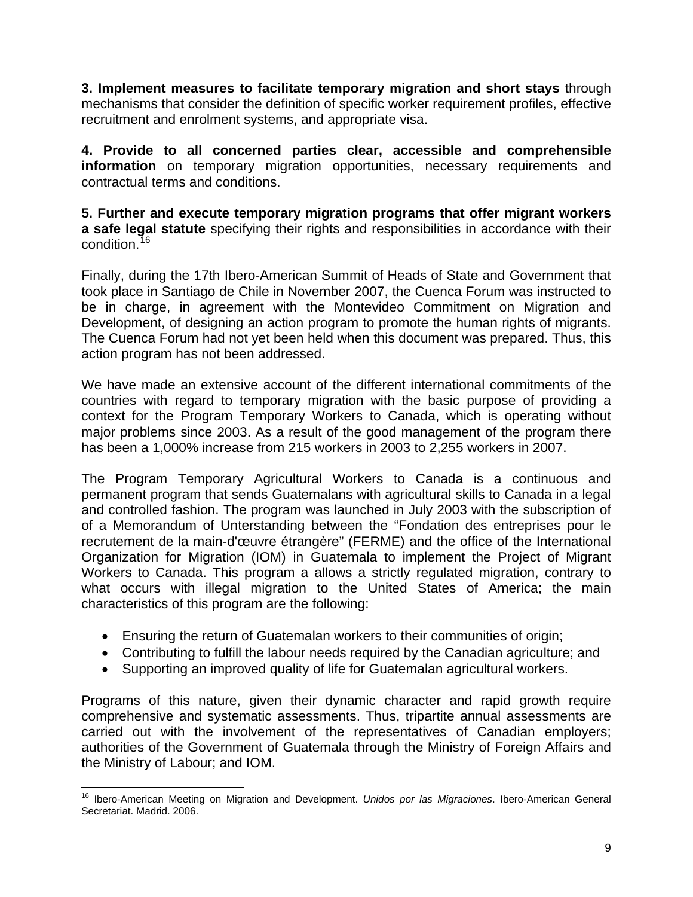**3. Implement measures to facilitate temporary migration and short stays** through mechanisms that consider the definition of specific worker requirement profiles, effective recruitment and enrolment systems, and appropriate visa.

**4. Provide to all concerned parties clear, accessible and comprehensible information** on temporary migration opportunities, necessary requirements and contractual terms and conditions.

**5. Further and execute temporary migration programs that offer migrant workers a safe legal statute** specifying their rights and responsibilities in accordance with their condition.[16]

Finally, during the 17th Ibero-American Summit of Heads of State and Government that took place in Santiago de Chile in November 2007, the Cuenca Forum was instructed to be in charge, in agreement with the Montevideo Commitment on Migration and Development, of designing an action program to promote the human rights of migrants. The Cuenca Forum had not yet been held when this document was prepared. Thus, this action program has not been addressed.

We have made an extensive account of the different international commitments of the countries with regard to temporary migration with the basic purpose of providing a context for the Program Temporary Workers to Canada, which is operating without major problems since 2003. As a result of the good management of the program there has been a 1,000% increase from 215 workers in 2003 to 2,255 workers in 2007.

The Program Temporary Agricultural Workers to Canada is a continuous and permanent program that sends Guatemalans with agricultural skills to Canada in a legal and controlled fashion. The program was launched in July 2003 with the subscription of of a Memorandum of Unterstanding between the "Fondation des entreprises pour le recrutement de la main-d'œuvre étrangère" (FERME) and the office of the International Organization for Migration (IOM) in Guatemala to implement the Project of Migrant Workers to Canada. This program a allows a strictly regulated migration, contrary to what occurs with illegal migration to the United States of America; the main characteristics of this program are the following:

- Ensuring the return of Guatemalan workers to their communities of origin;
- Contributing to fulfill the labour needs required by the Canadian agriculture; and
- Supporting an improved quality of life for Guatemalan agricultural workers.

Programs of this nature, given their dynamic character and rapid growth require comprehensive and systematic assessments. Thus, tripartite annual assessments are carried out with the involvement of the representatives of Canadian employers; authorities of the Government of Guatemala through the Ministry of Foreign Affairs and the Ministry of Labour; and IOM.

[16] Ibero-American Meeting on Migration and Development. *Unidos por las Migraciones*. Ibero-American General Secretariat. Madrid. 2006.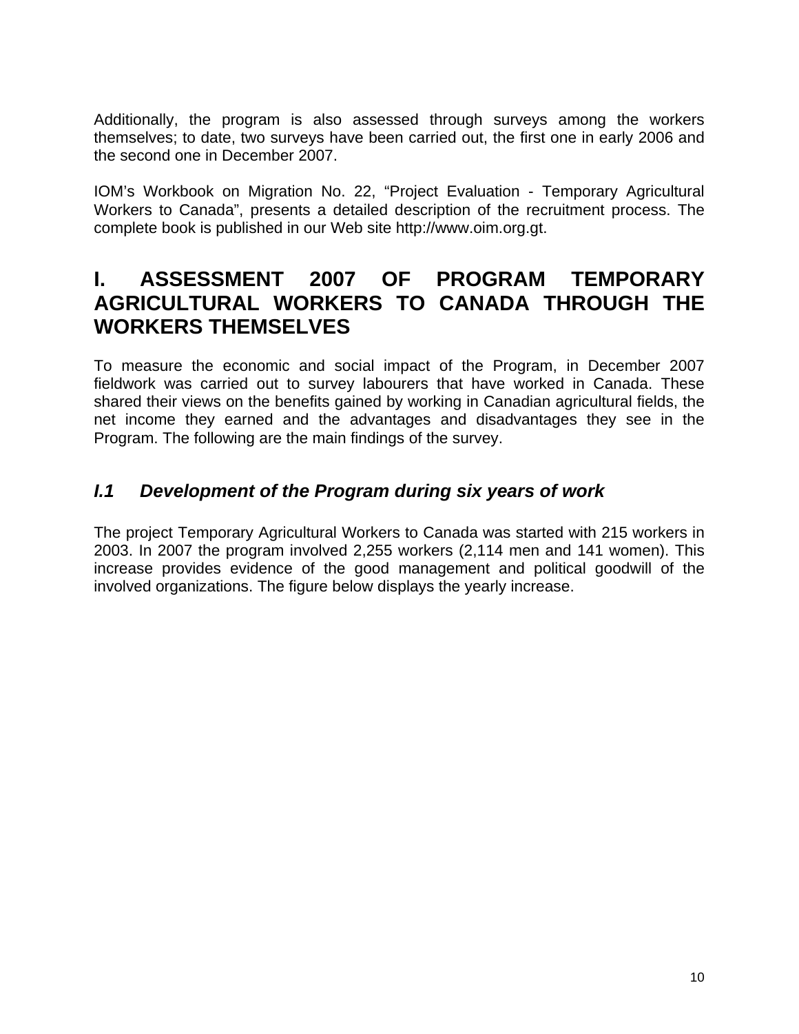Additionally, the program is also assessed through surveys among the workers themselves; to date, two surveys have been carried out, the first one in early 2006 and the second one in December 2007.

IOM's Workbook on Migration No. 22, "Project Evaluation - Temporary Agricultural Workers to Canada", presents a detailed description of the recruitment process. The complete book is published in our Web site http://www.oim.org.gt.

# I. ASSESSMENT 2007 OF PROGRAM TEMPORARY AGRICULTURAL WORKERS TO CANADA THROUGH THE WORKERS THEMSELVES

To measure the economic and social impact of the Program, in December 2007 fieldwork was carried out to survey labourers that have worked in Canada. These shared their views on the benefits gained by working in Canadian agricultural fields, the net income they earned and the advantages and disadvantages they see in the Program. The following are the main findings of the survey.

## *I.1 Development of the Program during six years of work*

The project Temporary Agricultural Workers to Canada was started with 215 workers in 2003. In 2007 the program involved 2,255 workers (2,114 men and 141 women). This increase provides evidence of the good management and political goodwill of the involved organizations. The figure below displays the yearly increase.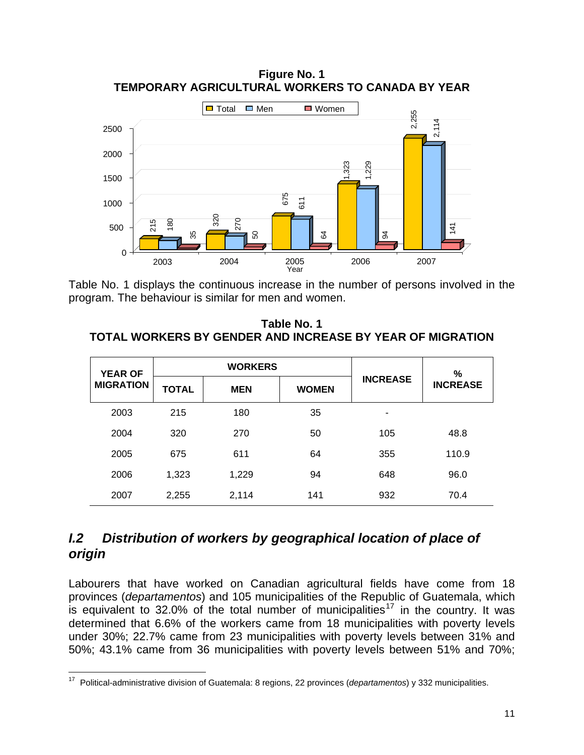**Figure No. 1**
**TEMPORARY AGRICULTURAL WORKERS TO CANADA BY YEAR**

| Year | Total | Men | Women |
|---|---|---|---|
| 2003 | 215 | 180 | 35 |
| 2004 | 320 | 270 | 50 |
| 2005 | 675 | 611 | 64 |
| 2006 | 1,323 | 1,229 | 94 |
| 2007 | 2,255 | 2,114 | 141 |

Table No. 1 displays the continuous increase in the number of persons involved in the program. The behaviour is similar for men and women.

**Table No. 1**
**TOTAL WORKERS BY GENDER AND INCREASE BY YEAR OF MIGRATION**

| YEAR OF MIGRATION | WORKERS | | | INCREASE | % INCREASE |
|---|---|---|---|---|---|
| | TOTAL | MEN | WOMEN | | |
| 2003 | 215 | 180 | 35 | - | |
| 2004 | 320 | 270 | 50 | 105 | 48.8 |
| 2005 | 675 | 611 | 64 | 355 | 110.9 |
| 2006 | 1,323 | 1,229 | 94 | 648 | 96.0 |
| 2007 | 2,255 | 2,114 | 141 | 932 | 70.4 |

## *I.2 Distribution of workers by geographical location of place of origin*

Labourers that have worked on Canadian agricultural fields have come from 18 provinces (*departamentos*) and 105 municipalities of the Republic of Guatemala, which is equivalent to 32.0% of the total number of municipalities[17] in the country. It was determined that 6.6% of the workers came from 18 municipalities with poverty levels under 30%; 22.7% came from 23 municipalities with poverty levels between 31% and 50%; 43.1% came from 36 municipalities with poverty levels between 51% and 70%;

[17] Political-administrative division of Guatemala: 8 regions, 22 provinces (*departamentos*) y 332 municipalities.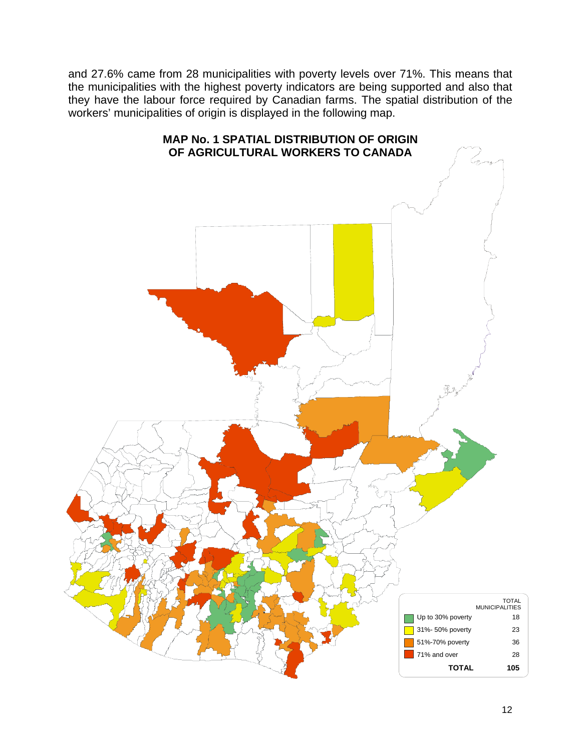and 27.6% came from 28 municipalities with poverty levels over 71%. This means that the municipalities with the highest poverty indicators are being supported and also that they have the labour force required by Canadian farms. The spatial distribution of the workers' municipalities of origin is displayed in the following map.

**MAP No. 1 SPATIAL DISTRIBUTION OF ORIGIN OF AGRICULTURAL WORKERS TO CANADA**

| | TOTAL MUNICIPALITIES |
|---|---|
| Up to 30% poverty | 18 |
| 31%- 50% poverty | 23 |
| 51%-70% poverty | 36 |
| 71% and over | 28 |
| **TOTAL** | **105** |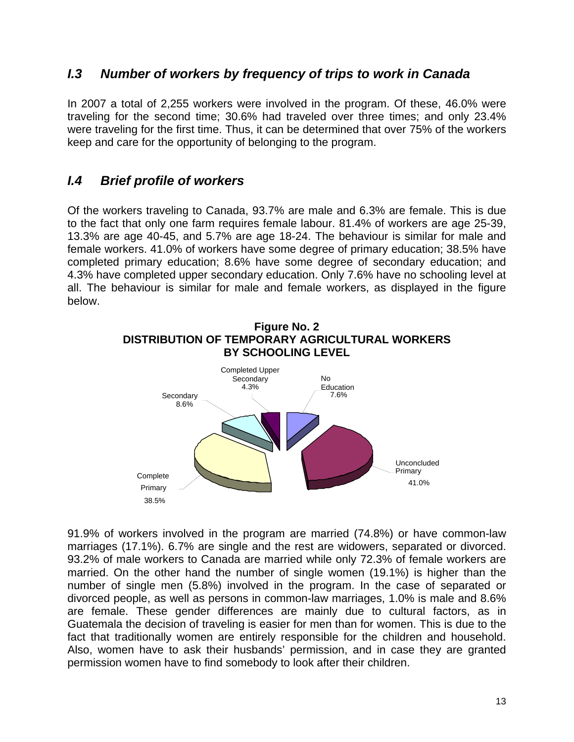## *I.3 Number of workers by frequency of trips to work in Canada*

In 2007 a total of 2,255 workers were involved in the program. Of these, 46.0% were traveling for the second time; 30.6% had traveled over three times; and only 23.4% were traveling for the first time. Thus, it can be determined that over 75% of the workers keep and care for the opportunity of belonging to the program.

## *I.4 Brief profile of workers*

Of the workers traveling to Canada, 93.7% are male and 6.3% are female. This is due to the fact that only one farm requires female labour. 81.4% of workers are age 25-39, 13.3% are age 40-45, and 5.7% are age 18-24. The behaviour is similar for male and female workers. 41.0% of workers have some degree of primary education; 38.5% have completed primary education; 8.6% have some degree of secondary education; and 4.3% have completed upper secondary education. Only 7.6% have no schooling level at all. The behaviour is similar for male and female workers, as displayed in the figure below.

**Figure No. 2**
**DISTRIBUTION OF TEMPORARY AGRICULTURAL WORKERS BY SCHOOLING LEVEL**

| Schooling level | % |
|---|---|
| No Education | 7.6% |
| Unconcluded Primary | 41.0% |
| Complete Primary | 38.5% |
| Secondary | 8.6% |
| Completed Upper Secondary | 4.3% |

91.9% of workers involved in the program are married (74.8%) or have common-law marriages (17.1%). 6.7% are single and the rest are widowers, separated or divorced. 93.2% of male workers to Canada are married while only 72.3% of female workers are married. On the other hand the number of single women (19.1%) is higher than the number of single men (5.8%) involved in the program. In the case of separated or divorced people, as well as persons in common-law marriages, 1.0% is male and 8.6% are female. These gender differences are mainly due to cultural factors, as in Guatemala the decision of traveling is easier for men than for women. This is due to the fact that traditionally women are entirely responsible for the children and household. Also, women have to ask their husbands' permission, and in case they are granted permission women have to find somebody to look after their children.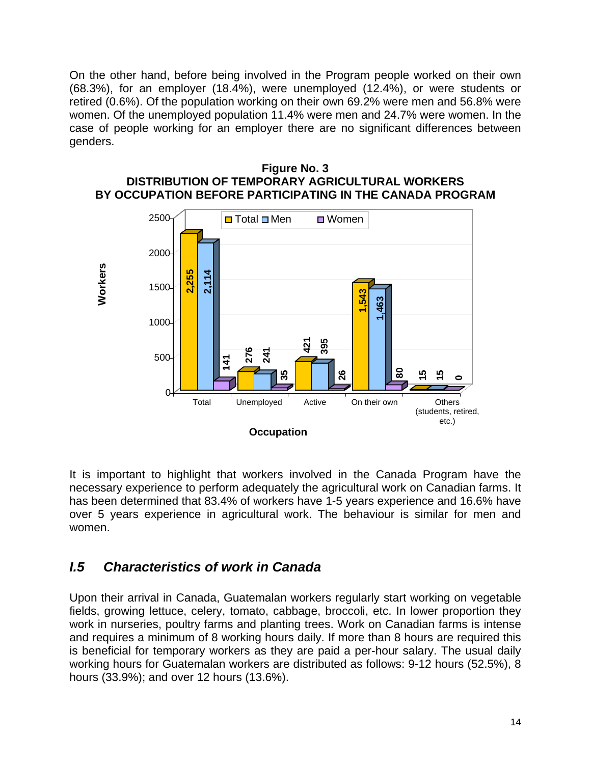On the other hand, before being involved in the Program people worked on their own (68.3%), for an employer (18.4%), were unemployed (12.4%), or were students or retired (0.6%). Of the population working on their own 69.2% were men and 56.8% were women. Of the unemployed population 11.4% were men and 24.7% were women. In the case of people working for an employer there are no significant differences between genders.

**Figure No. 3**
**DISTRIBUTION OF TEMPORARY AGRICULTURAL WORKERS BY OCCUPATION BEFORE PARTICIPATING IN THE CANADA PROGRAM**

| Occupation | Total | Men | Women |
|---|---|---|---|
| Total | 2,255 | 2,114 | 141 |
| Unemployed | 276 | 241 | 35 |
| Active | 421 | 395 | 26 |
| On their own | 1,543 | 1,463 | 80 |
| Others (students, retired, etc.) | 15 | 15 | 0 |

It is important to highlight that workers involved in the Canada Program have the necessary experience to perform adequately the agricultural work on Canadian farms. It has been determined that 83.4% of workers have 1-5 years experience and 16.6% have over 5 years experience in agricultural work. The behaviour is similar for men and women.

## *I.5 Characteristics of work in Canada*

Upon their arrival in Canada, Guatemalan workers regularly start working on vegetable fields, growing lettuce, celery, tomato, cabbage, broccoli, etc. In lower proportion they work in nurseries, poultry farms and planting trees. Work on Canadian farms is intense and requires a minimum of 8 working hours daily. If more than 8 hours are required this is beneficial for temporary workers as they are paid a per-hour salary. The usual daily working hours for Guatemalan workers are distributed as follows: 9-12 hours (52.5%), 8 hours (33.9%); and over 12 hours (13.6%).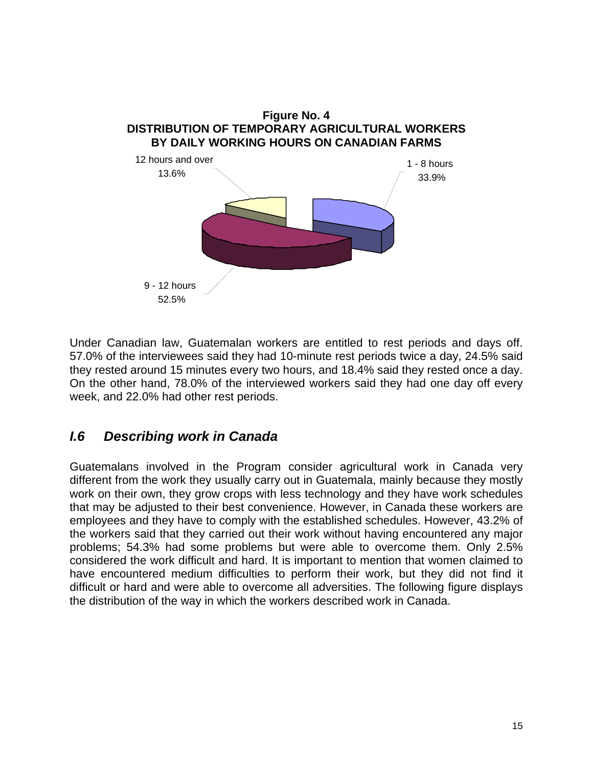**Figure No. 4**
**DISTRIBUTION OF TEMPORARY AGRICULTURAL WORKERS BY DAILY WORKING HOURS ON CANADIAN FARMS**

12 hours and over 13.6%

1 - 8 hours 33.9%

9 - 12 hours 52.5%

Under Canadian law, Guatemalan workers are entitled to rest periods and days off. 57.0% of the interviewees said they had 10-minute rest periods twice a day, 24.5% said they rested around 15 minutes every two hours, and 18.4% said they rested once a day. On the other hand, 78.0% of the interviewed workers said they had one day off every week, and 22.0% had other rest periods.

## *I.6 Describing work in Canada*

Guatemalans involved in the Program consider agricultural work in Canada very different from the work they usually carry out in Guatemala, mainly because they mostly work on their own, they grow crops with less technology and they have work schedules that may be adjusted to their best convenience. However, in Canada these workers are employees and they have to comply with the established schedules. However, 43.2% of the workers said that they carried out their work without having encountered any major problems; 54.3% had some problems but were able to overcome them. Only 2.5% considered the work difficult and hard. It is important to mention that women claimed to have encountered medium difficulties to perform their work, but they did not find it difficult or hard and were able to overcome all adversities. The following figure displays the distribution of the way in which the workers described work in Canada.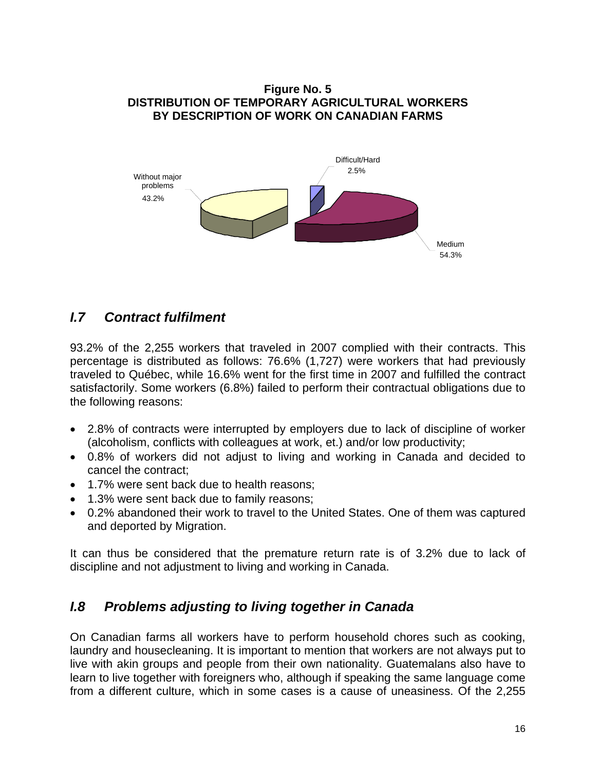**Figure No. 5**
**DISTRIBUTION OF TEMPORARY AGRICULTURAL WORKERS BY DESCRIPTION OF WORK ON CANADIAN FARMS**

Without major problems 43.2%

Difficult/Hard 2.5%

Medium 54.3%

## *I.7 Contract fulfilment*

93.2% of the 2,255 workers that traveled in 2007 complied with their contracts. This percentage is distributed as follows: 76.6% (1,727) were workers that had previously traveled to Québec, while 16.6% went for the first time in 2007 and fulfilled the contract satisfactorily. Some workers (6.8%) failed to perform their contractual obligations due to the following reasons:

- 2.8% of contracts were interrupted by employers due to lack of discipline of worker (alcoholism, conflicts with colleagues at work, et.) and/or low productivity;
- 0.8% of workers did not adjust to living and working in Canada and decided to cancel the contract;
- 1.7% were sent back due to health reasons;
- 1.3% were sent back due to family reasons;
- 0.2% abandoned their work to travel to the United States. One of them was captured and deported by Migration.

It can thus be considered that the premature return rate is of 3.2% due to lack of discipline and not adjustment to living and working in Canada.

## *I.8 Problems adjusting to living together in Canada*

On Canadian farms all workers have to perform household chores such as cooking, laundry and housecleaning. It is important to mention that workers are not always put to live with akin groups and people from their own nationality. Guatemalans also have to learn to live together with foreigners who, although if speaking the same language come from a different culture, which in some cases is a cause of uneasiness. Of the 2,255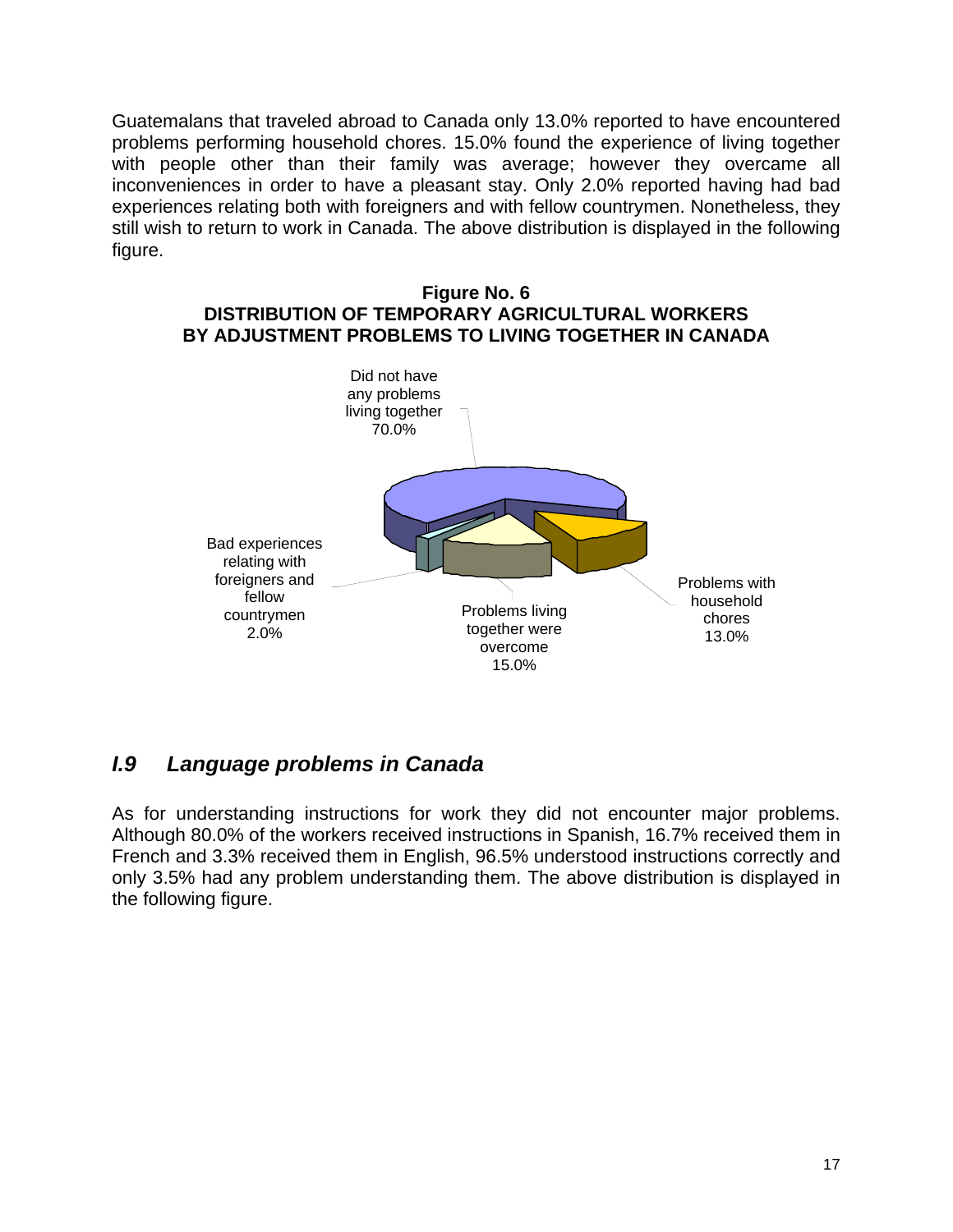Guatemalans that traveled abroad to Canada only 13.0% reported to have encountered problems performing household chores. 15.0% found the experience of living together with people other than their family was average; however they overcame all inconveniences in order to have a pleasant stay. Only 2.0% reported having had bad experiences relating both with foreigners and with fellow countrymen. Nonetheless, they still wish to return to work in Canada. The above distribution is displayed in the following figure.

**Figure No. 6**
**DISTRIBUTION OF TEMPORARY AGRICULTURAL WORKERS BY ADJUSTMENT PROBLEMS TO LIVING TOGETHER IN CANADA**

Did not have any problems living together 70.0%

Bad experiences relating with foreigners and fellow countrymen 2.0%

Problems living together were overcome 15.0%

Problems with household chores 13.0%

## *I.9 Language problems in Canada*

As for understanding instructions for work they did not encounter major problems. Although 80.0% of the workers received instructions in Spanish, 16.7% received them in French and 3.3% received them in English, 96.5% understood instructions correctly and only 3.5% had any problem understanding them. The above distribution is displayed in the following figure.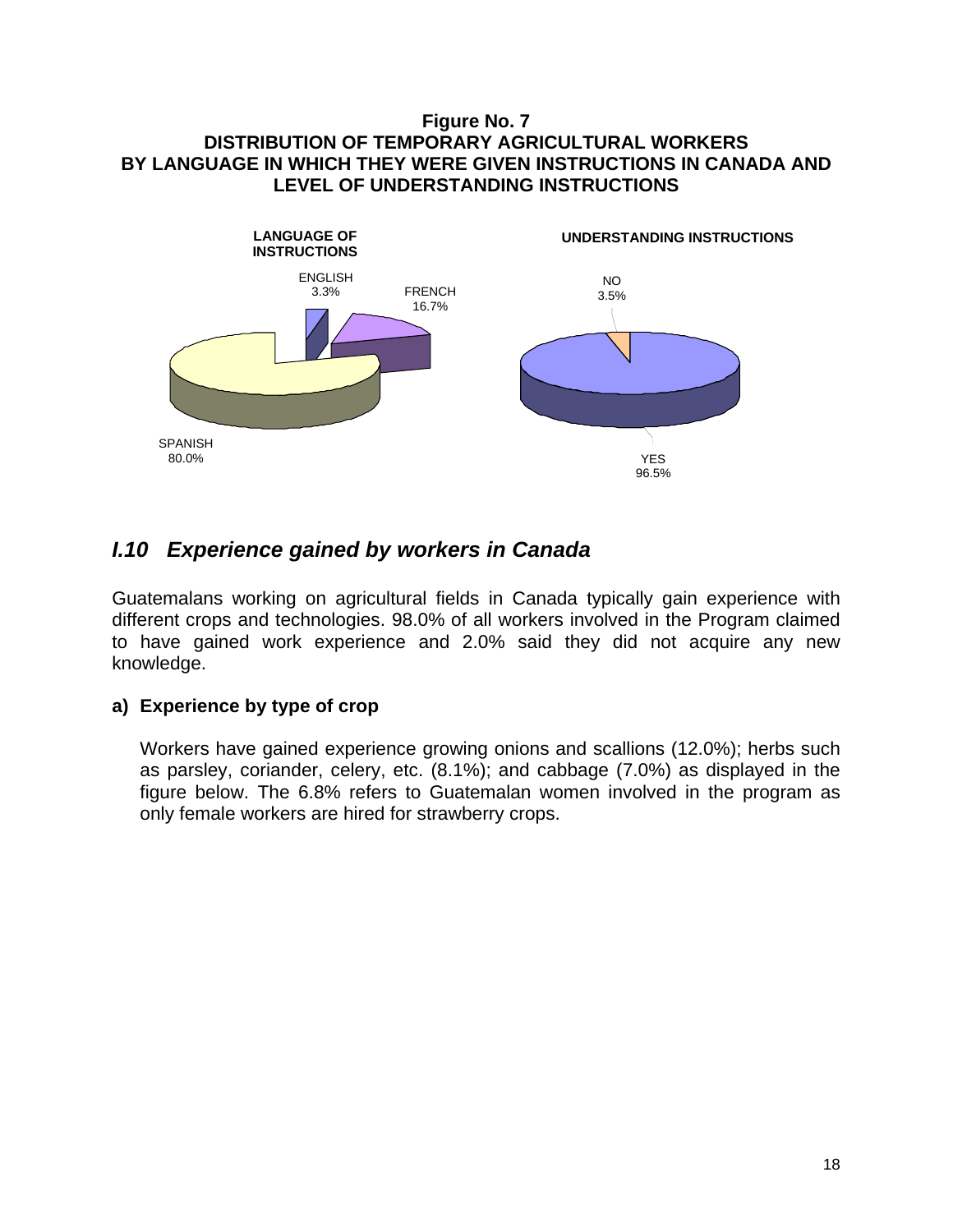**Figure No. 7**
**DISTRIBUTION OF TEMPORARY AGRICULTURAL WORKERS BY LANGUAGE IN WHICH THEY WERE GIVEN INSTRUCTIONS IN CANADA AND LEVEL OF UNDERSTANDING INSTRUCTIONS**

**LANGUAGE OF INSTRUCTIONS**

ENGLISH 3.3%
FRENCH 16.7%
SPANISH 80.0%

**UNDERSTANDING INSTRUCTIONS**

NO 3.5%
YES 96.5%

## *I.10 Experience gained by workers in Canada*

Guatemalans working on agricultural fields in Canada typically gain experience with different crops and technologies. 98.0% of all workers involved in the Program claimed to have gained work experience and 2.0% said they did not acquire any new knowledge.

### a) Experience by type of crop

Workers have gained experience growing onions and scallions (12.0%); herbs such as parsley, coriander, celery, etc. (8.1%); and cabbage (7.0%) as displayed in the figure below. The 6.8% refers to Guatemalan women involved in the program as only female workers are hired for strawberry crops.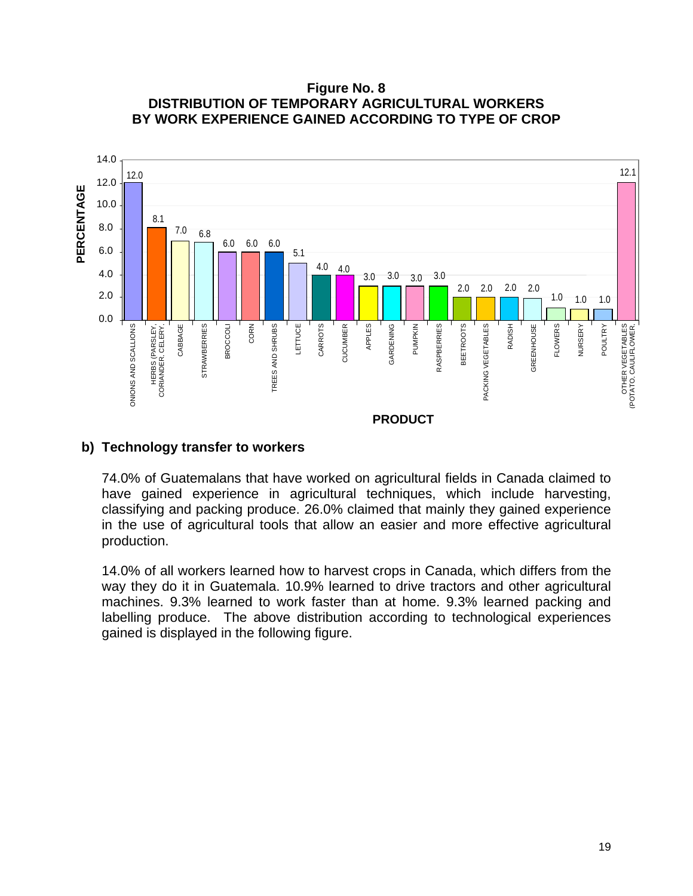**Figure No. 8**
**DISTRIBUTION OF TEMPORARY AGRICULTURAL WORKERS BY WORK EXPERIENCE GAINED ACCORDING TO TYPE OF CROP**

| PRODUCT | PERCENTAGE |
|---|---|
| ONIONS AND SCALLIONS | 12.0 |
| HERBS (PARSLEY, CORIANDER, CELERY, | 8.1 |
| CABBAGE | 7.0 |
| STRAWBERRIES | 6.8 |
| BROCCOLI | 6.0 |
| CORN | 6.0 |
| TREES AND SHRUBS | 6.0 |
| LETTUCE | 5.1 |
| CARROTS | 4.0 |
| CUCUMBER | 4.0 |
| APPLES | 3.0 |
| GARDENING | 3.0 |
| PUMPKIN | 3.0 |
| RASPBERRIES | 3.0 |
| BEETROOTS | 2.0 |
| PACKING VEGETABLES | 2.0 |
| RADISH | 2.0 |
| GREENHOUSE | 2.0 |
| FLOWERS | 1.0 |
| NURSERY | 1.0 |
| POULTRY | 1.0 |
| OTHER VEGETABLES (POTATO, CAULIFLOWER, | 12.1 |

## b) Technology transfer to workers

74.0% of Guatemalans that have worked on agricultural fields in Canada claimed to have gained experience in agricultural techniques, which include harvesting, classifying and packing produce. 26.0% claimed that mainly they gained experience in the use of agricultural tools that allow an easier and more effective agricultural production.

14.0% of all workers learned how to harvest crops in Canada, which differs from the way they do it in Guatemala. 10.9% learned to drive tractors and other agricultural machines. 9.3% learned to work faster than at home. 9.3% learned packing and labelling produce. The above distribution according to technological experiences gained is displayed in the following figure.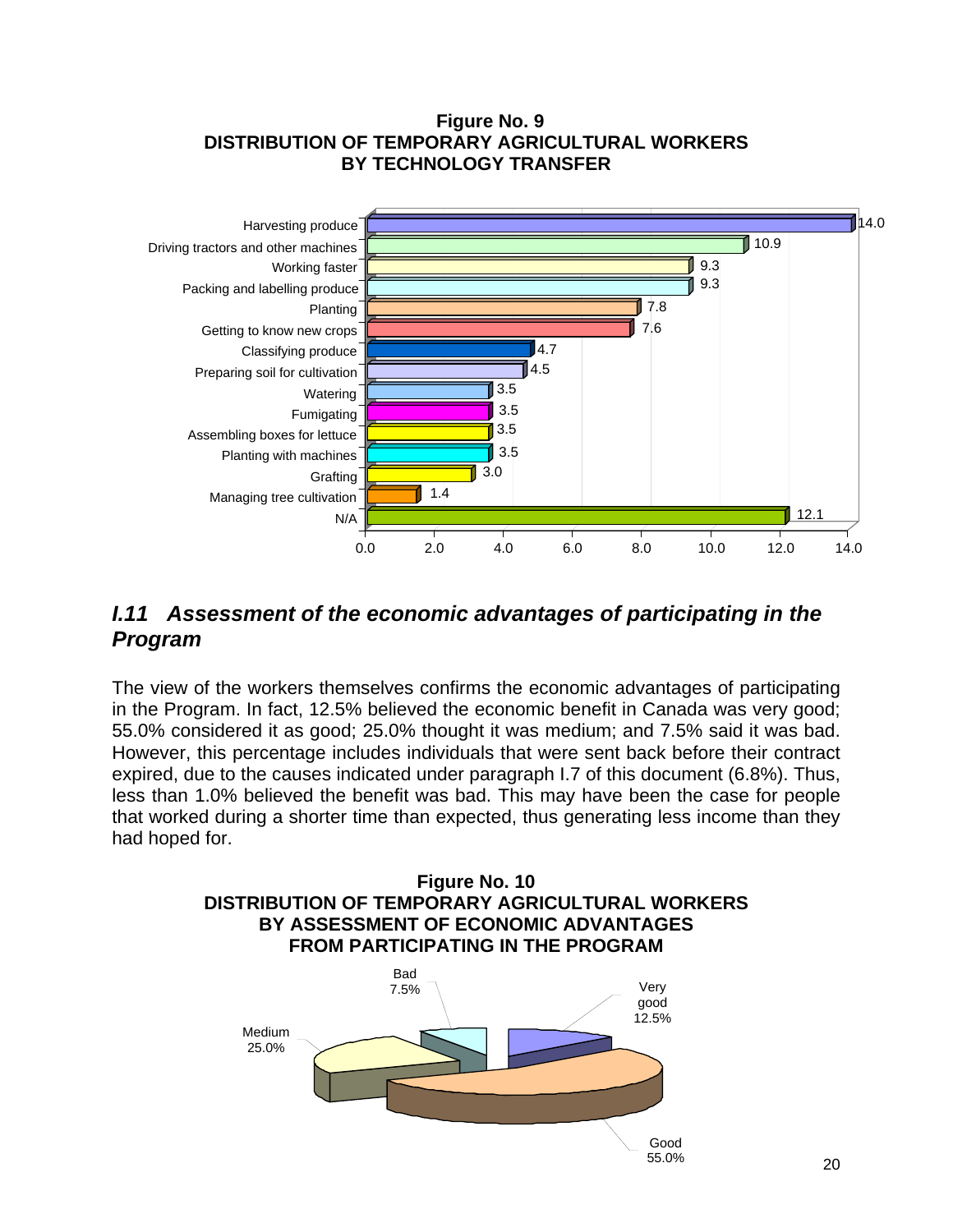**Figure No. 9**
**DISTRIBUTION OF TEMPORARY AGRICULTURAL WORKERS BY TECHNOLOGY TRANSFER**

| Technology transfer | % |
|---|---|
| Harvesting produce | 14.0 |
| Driving tractors and other machines | 10.9 |
| Working faster | 9.3 |
| Packing and labelling produce | 9.3 |
| Planting | 7.8 |
| Getting to know new crops | 7.6 |
| Classifying produce | 4.7 |
| Preparing soil for cultivation | 4.5 |
| Watering | 3.5 |
| Fumigating | 3.5 |
| Assembling boxes for lettuce | 3.5 |
| Planting with machines | 3.5 |
| Grafting | 3.0 |
| Managing tree cultivation | 1.4 |
| N/A | 12.1 |

## *I.11 Assessment of the economic advantages of participating in the Program*

The view of the workers themselves confirms the economic advantages of participating in the Program. In fact, 12.5% believed the economic benefit in Canada was very good; 55.0% considered it as good; 25.0% thought it was medium; and 7.5% said it was bad. However, this percentage includes individuals that were sent back before their contract expired, due to the causes indicated under paragraph I.7 of this document (6.8%). Thus, less than 1.0% believed the benefit was bad. This may have been the case for people that worked during a shorter time than expected, thus generating less income than they had hoped for.

**Figure No. 10**
**DISTRIBUTION OF TEMPORARY AGRICULTURAL WORKERS BY ASSESSMENT OF ECONOMIC ADVANTAGES FROM PARTICIPATING IN THE PROGRAM**

| Assessment | % |
|---|---|
| Very good | 12.5% |
| Good | 55.0% |
| Medium | 25.0% |
| Bad | 7.5% |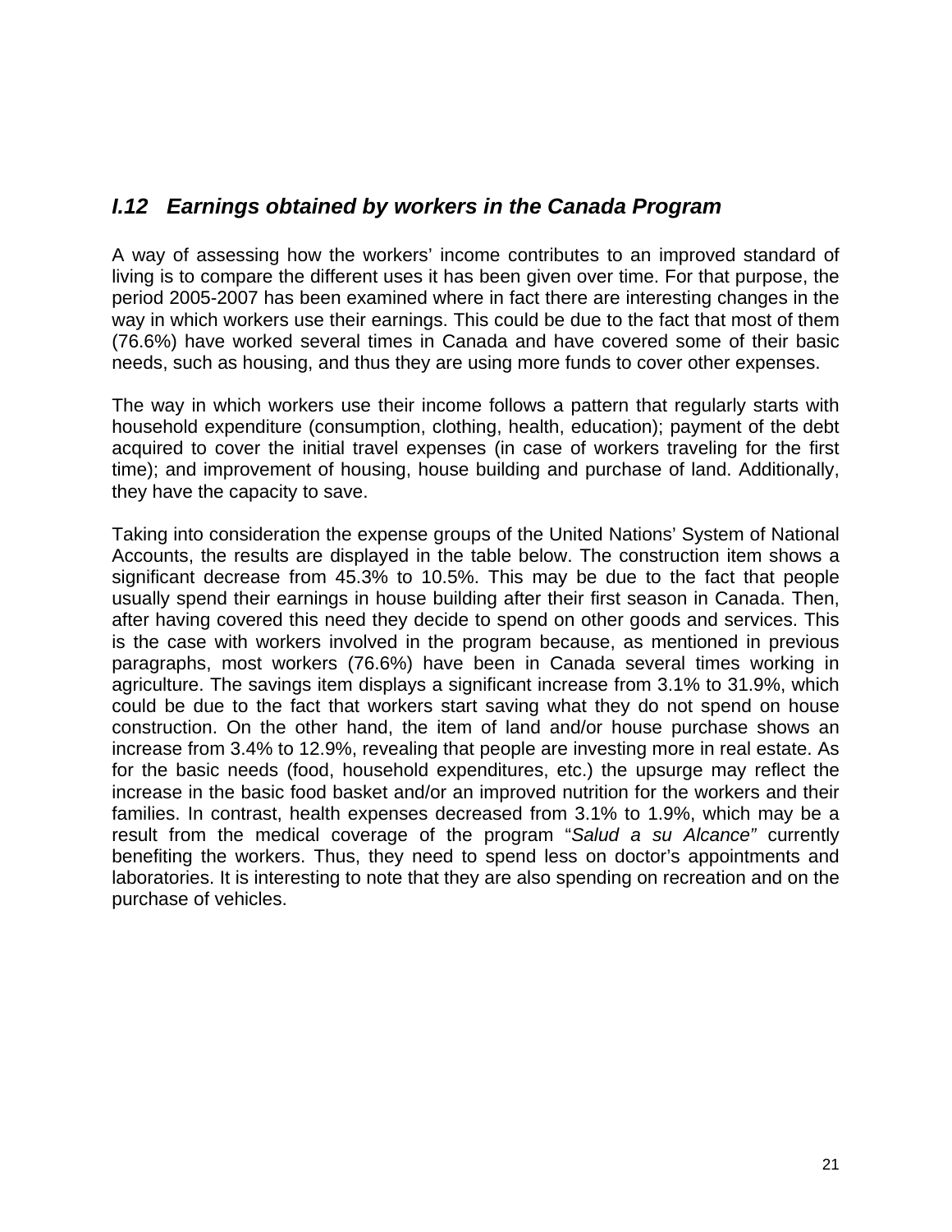## *I.12 Earnings obtained by workers in the Canada Program*

A way of assessing how the workers' income contributes to an improved standard of living is to compare the different uses it has been given over time. For that purpose, the period 2005-2007 has been examined where in fact there are interesting changes in the way in which workers use their earnings. This could be due to the fact that most of them (76.6%) have worked several times in Canada and have covered some of their basic needs, such as housing, and thus they are using more funds to cover other expenses.

The way in which workers use their income follows a pattern that regularly starts with household expenditure (consumption, clothing, health, education); payment of the debt acquired to cover the initial travel expenses (in case of workers traveling for the first time); and improvement of housing, house building and purchase of land. Additionally, they have the capacity to save.

Taking into consideration the expense groups of the United Nations' System of National Accounts, the results are displayed in the table below. The construction item shows a significant decrease from 45.3% to 10.5%. This may be due to the fact that people usually spend their earnings in house building after their first season in Canada. Then, after having covered this need they decide to spend on other goods and services. This is the case with workers involved in the program because, as mentioned in previous paragraphs, most workers (76.6%) have been in Canada several times working in agriculture. The savings item displays a significant increase from 3.1% to 31.9%, which could be due to the fact that workers start saving what they do not spend on house construction. On the other hand, the item of land and/or house purchase shows an increase from 3.4% to 12.9%, revealing that people are investing more in real estate. As for the basic needs (food, household expenditures, etc.) the upsurge may reflect the increase in the basic food basket and/or an improved nutrition for the workers and their families. In contrast, health expenses decreased from 3.1% to 1.9%, which may be a result from the medical coverage of the program "*Salud a su Alcance"* currently benefiting the workers. Thus, they need to spend less on doctor's appointments and laboratories. It is interesting to note that they are also spending on recreation and on the purchase of vehicles.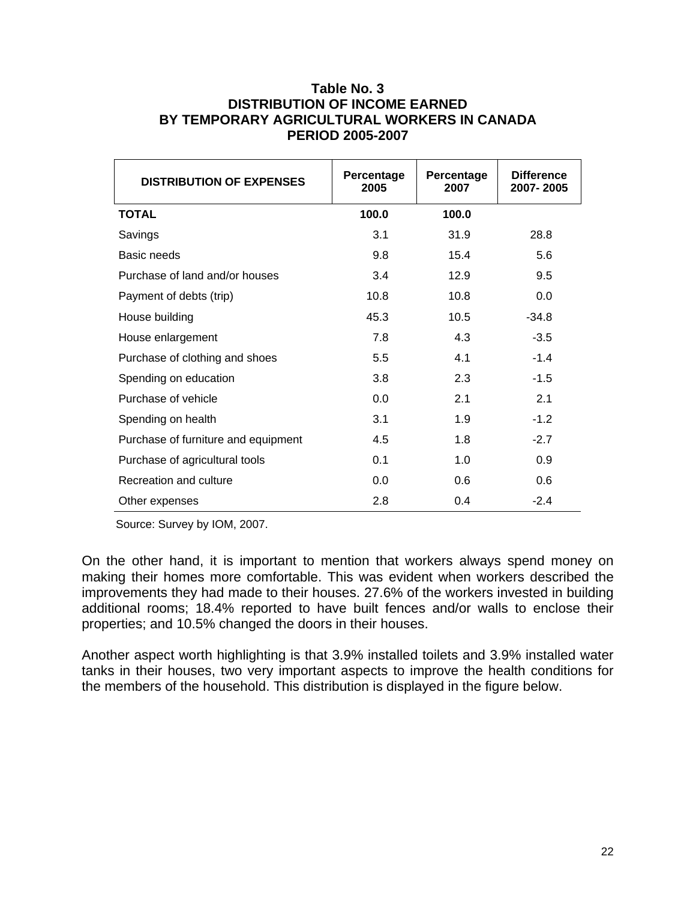**Table No. 3**
**DISTRIBUTION OF INCOME EARNED BY TEMPORARY AGRICULTURAL WORKERS IN CANADA**
**PERIOD 2005-2007**

| DISTRIBUTION OF EXPENSES | Percentage 2005 | Percentage 2007 | Difference 2007- 2005 |
|---|---|---|---|
| **TOTAL** | **100.0** | **100.0** | |
| Savings | 3.1 | 31.9 | 28.8 |
| Basic needs | 9.8 | 15.4 | 5.6 |
| Purchase of land and/or houses | 3.4 | 12.9 | 9.5 |
| Payment of debts (trip) | 10.8 | 10.8 | 0.0 |
| House building | 45.3 | 10.5 | -34.8 |
| House enlargement | 7.8 | 4.3 | -3.5 |
| Purchase of clothing and shoes | 5.5 | 4.1 | -1.4 |
| Spending on education | 3.8 | 2.3 | -1.5 |
| Purchase of vehicle | 0.0 | 2.1 | 2.1 |
| Spending on health | 3.1 | 1.9 | -1.2 |
| Purchase of furniture and equipment | 4.5 | 1.8 | -2.7 |
| Purchase of agricultural tools | 0.1 | 1.0 | 0.9 |
| Recreation and culture | 0.0 | 0.6 | 0.6 |
| Other expenses | 2.8 | 0.4 | -2.4 |

Source: Survey by IOM, 2007.

On the other hand, it is important to mention that workers always spend money on making their homes more comfortable. This was evident when workers described the improvements they had made to their houses. 27.6% of the workers invested in building additional rooms; 18.4% reported to have built fences and/or walls to enclose their properties; and 10.5% changed the doors in their houses.

Another aspect worth highlighting is that 3.9% installed toilets and 3.9% installed water tanks in their houses, two very important aspects to improve the health conditions for the members of the household. This distribution is displayed in the figure below.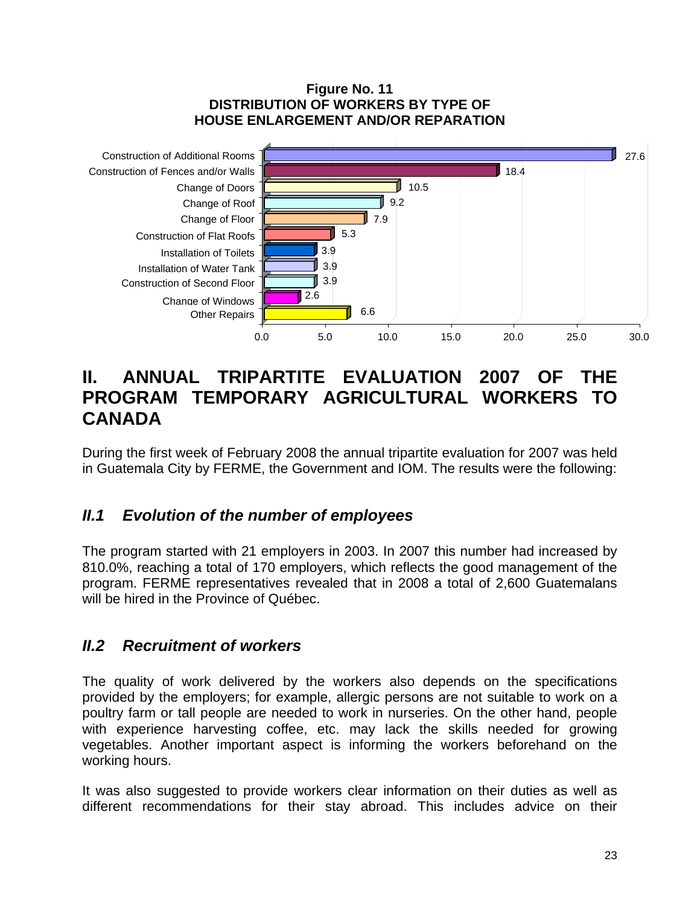**Figure No. 11**
**DISTRIBUTION OF WORKERS BY TYPE OF HOUSE ENLARGEMENT AND/OR REPARATION**

| Type | % |
|---|---|
| Construction of Additional Rooms | 27.6 |
| Construction of Fences and/or Walls | 18.4 |
| Change of Doors | 10.5 |
| Change of Roof | 9.2 |
| Change of Floor | 7.9 |
| Construction of Flat Roofs | 5.3 |
| Installation of Toilets | 3.9 |
| Installation of Water Tank | 3.9 |
| Construction of Second Floor | 3.9 |
| Change of Windows | 2.6 |
| Other Repairs | 6.6 |

# II. ANNUAL TRIPARTITE EVALUATION 2007 OF THE PROGRAM TEMPORARY AGRICULTURAL WORKERS TO CANADA

During the first week of February 2008 the annual tripartite evaluation for 2007 was held in Guatemala City by FERME, the Government and IOM. The results were the following:

## *II.1 Evolution of the number of employees*

The program started with 21 employers in 2003. In 2007 this number had increased by 810.0%, reaching a total of 170 employers, which reflects the good management of the program. FERME representatives revealed that in 2008 a total of 2,600 Guatemalans will be hired in the Province of Québec.

## *II.2 Recruitment of workers*

The quality of work delivered by the workers also depends on the specifications provided by the employers; for example, allergic persons are not suitable to work on a poultry farm or tall people are needed to work in nurseries. On the other hand, people with experience harvesting coffee, etc. may lack the skills needed for growing vegetables. Another important aspect is informing the workers beforehand on the working hours.

It was also suggested to provide workers clear information on their duties as well as different recommendations for their stay abroad. This includes advice on their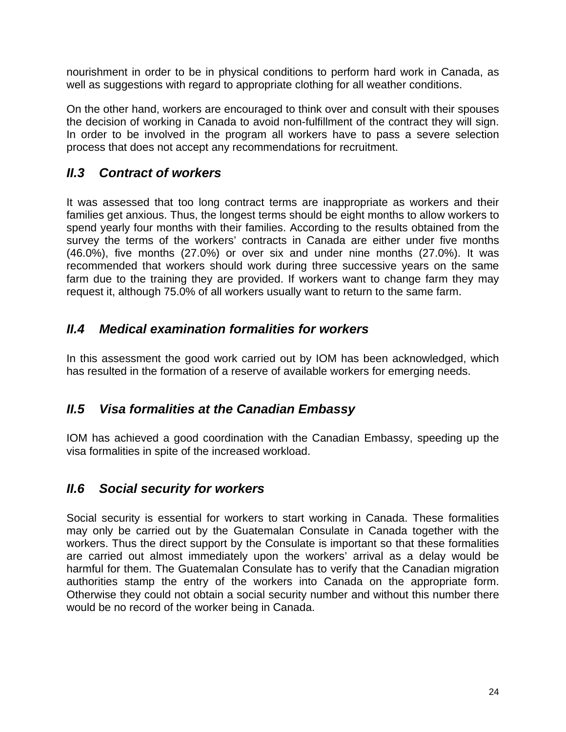nourishment in order to be in physical conditions to perform hard work in Canada, as well as suggestions with regard to appropriate clothing for all weather conditions.

On the other hand, workers are encouraged to think over and consult with their spouses the decision of working in Canada to avoid non-fulfillment of the contract they will sign. In order to be involved in the program all workers have to pass a severe selection process that does not accept any recommendations for recruitment.

## *II.3 Contract of workers*

It was assessed that too long contract terms are inappropriate as workers and their families get anxious. Thus, the longest terms should be eight months to allow workers to spend yearly four months with their families. According to the results obtained from the survey the terms of the workers' contracts in Canada are either under five months (46.0%), five months (27.0%) or over six and under nine months (27.0%). It was recommended that workers should work during three successive years on the same farm due to the training they are provided. If workers want to change farm they may request it, although 75.0% of all workers usually want to return to the same farm.

## *II.4 Medical examination formalities for workers*

In this assessment the good work carried out by IOM has been acknowledged, which has resulted in the formation of a reserve of available workers for emerging needs.

## *II.5 Visa formalities at the Canadian Embassy*

IOM has achieved a good coordination with the Canadian Embassy, speeding up the visa formalities in spite of the increased workload.

## *II.6 Social security for workers*

Social security is essential for workers to start working in Canada. These formalities may only be carried out by the Guatemalan Consulate in Canada together with the workers. Thus the direct support by the Consulate is important so that these formalities are carried out almost immediately upon the workers' arrival as a delay would be harmful for them. The Guatemalan Consulate has to verify that the Canadian migration authorities stamp the entry of the workers into Canada on the appropriate form. Otherwise they could not obtain a social security number and without this number there would be no record of the worker being in Canada.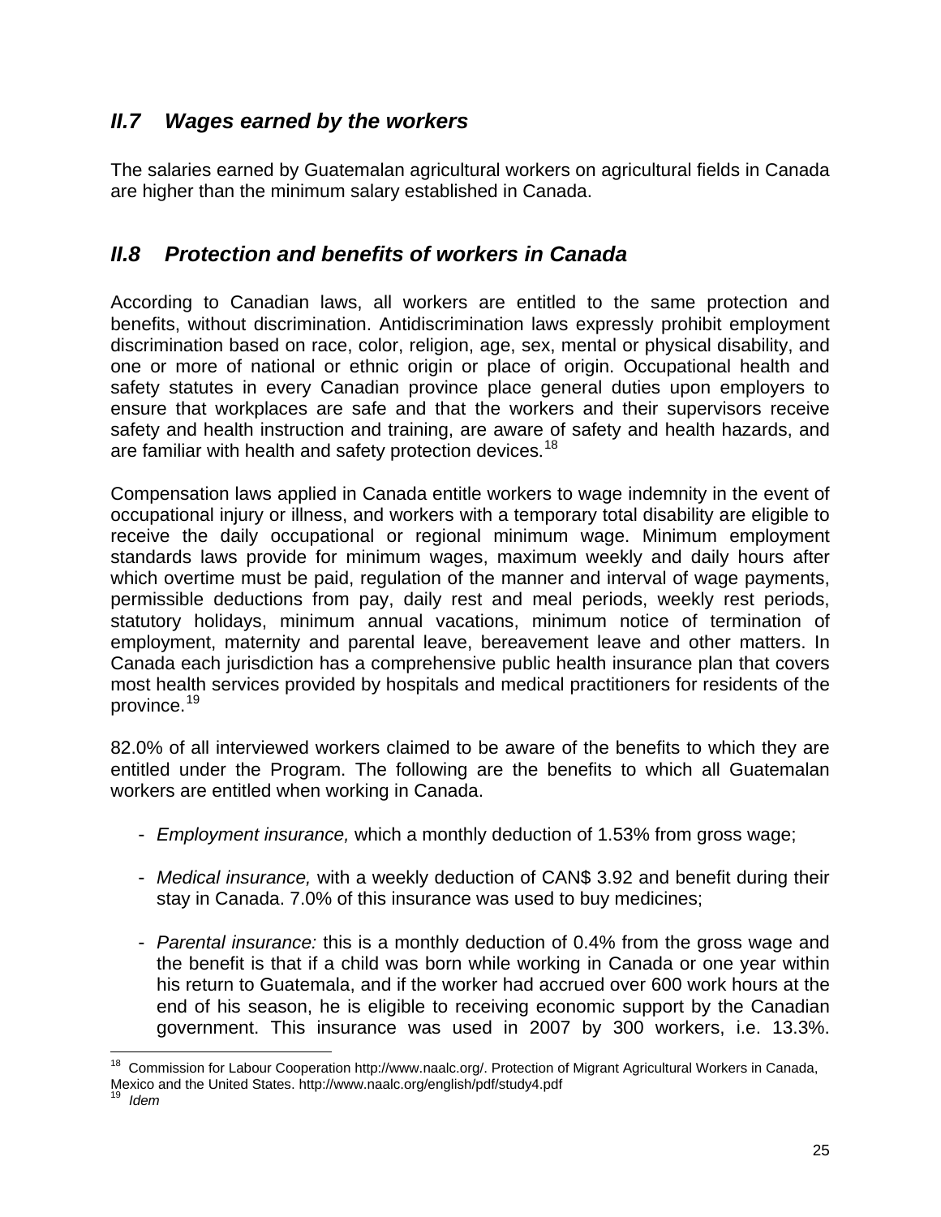## *II.7 Wages earned by the workers*

The salaries earned by Guatemalan agricultural workers on agricultural fields in Canada are higher than the minimum salary established in Canada.

## *II.8 Protection and benefits of workers in Canada*

According to Canadian laws, all workers are entitled to the same protection and benefits, without discrimination. Antidiscrimination laws expressly prohibit employment discrimination based on race, color, religion, age, sex, mental or physical disability, and one or more of national or ethnic origin or place of origin. Occupational health and safety statutes in every Canadian province place general duties upon employers to ensure that workplaces are safe and that the workers and their supervisors receive safety and health instruction and training, are aware of safety and health hazards, and are familiar with health and safety protection devices.[18]

Compensation laws applied in Canada entitle workers to wage indemnity in the event of occupational injury or illness, and workers with a temporary total disability are eligible to receive the daily occupational or regional minimum wage. Minimum employment standards laws provide for minimum wages, maximum weekly and daily hours after which overtime must be paid, regulation of the manner and interval of wage payments, permissible deductions from pay, daily rest and meal periods, weekly rest periods, statutory holidays, minimum annual vacations, minimum notice of termination of employment, maternity and parental leave, bereavement leave and other matters. In Canada each jurisdiction has a comprehensive public health insurance plan that covers most health services provided by hospitals and medical practitioners for residents of the province.[19]

82.0% of all interviewed workers claimed to be aware of the benefits to which they are entitled under the Program. The following are the benefits to which all Guatemalan workers are entitled when working in Canada.

- *Employment insurance,* which a monthly deduction of 1.53% from gross wage;

- *Medical insurance,* with a weekly deduction of CAN$ 3.92 and benefit during their stay in Canada. 7.0% of this insurance was used to buy medicines;

- *Parental insurance:* this is a monthly deduction of 0.4% from the gross wage and the benefit is that if a child was born while working in Canada or one year within his return to Guatemala, and if the worker had accrued over 600 work hours at the end of his season, he is eligible to receiving economic support by the Canadian government. This insurance was used in 2007 by 300 workers, i.e. 13.3%.

---

[18] Commission for Labour Cooperation http://www.naalc.org/. Protection of Migrant Agricultural Workers in Canada, Mexico and the United States. http://www.naalc.org/english/pdf/study4.pdf

[19] *Idem*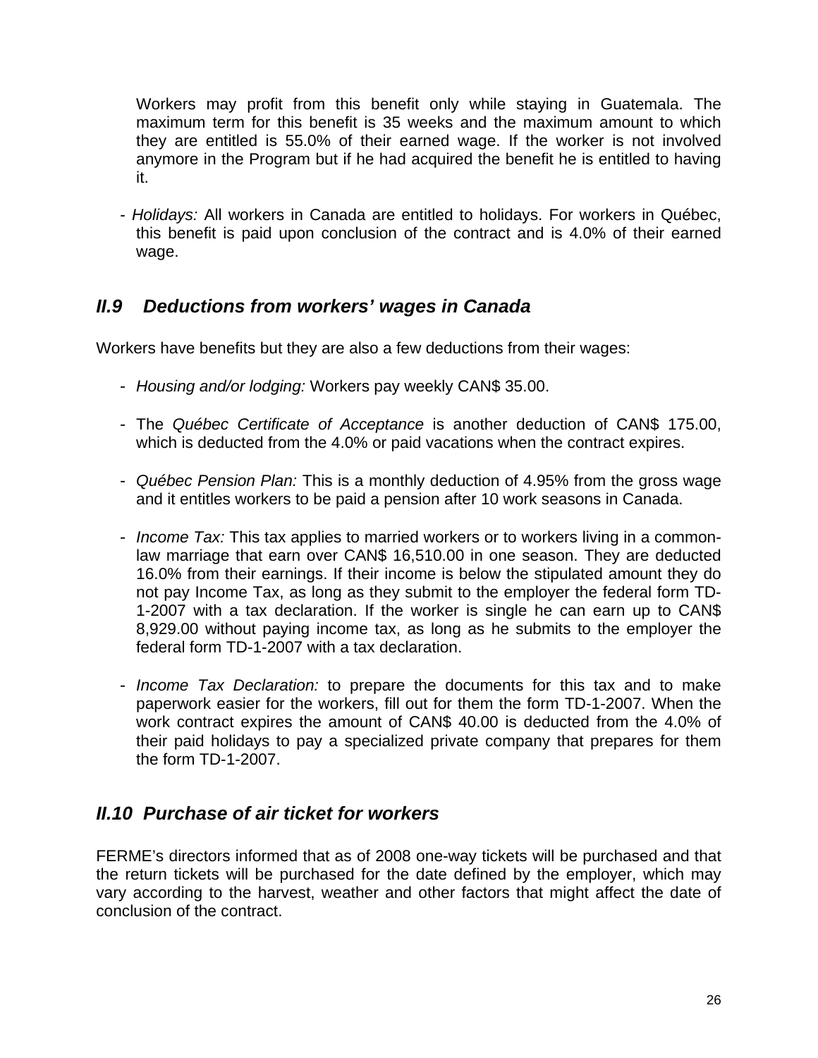Workers may profit from this benefit only while staying in Guatemala. The maximum term for this benefit is 35 weeks and the maximum amount to which they are entitled is 55.0% of their earned wage. If the worker is not involved anymore in the Program but if he had acquired the benefit he is entitled to having it.

- *Holidays:* All workers in Canada are entitled to holidays. For workers in Québec, this benefit is paid upon conclusion of the contract and is 4.0% of their earned wage.

## *II.9 Deductions from workers' wages in Canada*

Workers have benefits but they are also a few deductions from their wages:

- *Housing and/or lodging:* Workers pay weekly CAN$ 35.00.
- The *Québec Certificate of Acceptance* is another deduction of CAN$ 175.00, which is deducted from the 4.0% or paid vacations when the contract expires.
- *Québec Pension Plan:* This is a monthly deduction of 4.95% from the gross wage and it entitles workers to be paid a pension after 10 work seasons in Canada.
- *Income Tax:* This tax applies to married workers or to workers living in a common-law marriage that earn over CAN$ 16,510.00 in one season. They are deducted 16.0% from their earnings. If their income is below the stipulated amount they do not pay Income Tax, as long as they submit to the employer the federal form TD-1-2007 with a tax declaration. If the worker is single he can earn up to CAN$ 8,929.00 without paying income tax, as long as he submits to the employer the federal form TD-1-2007 with a tax declaration.
- *Income Tax Declaration:* to prepare the documents for this tax and to make paperwork easier for the workers, fill out for them the form TD-1-2007. When the work contract expires the amount of CAN$ 40.00 is deducted from the 4.0% of their paid holidays to pay a specialized private company that prepares for them the form TD-1-2007.

## *II.10 Purchase of air ticket for workers*

FERME's directors informed that as of 2008 one-way tickets will be purchased and that the return tickets will be purchased for the date defined by the employer, which may vary according to the harvest, weather and other factors that might affect the date of conclusion of the contract.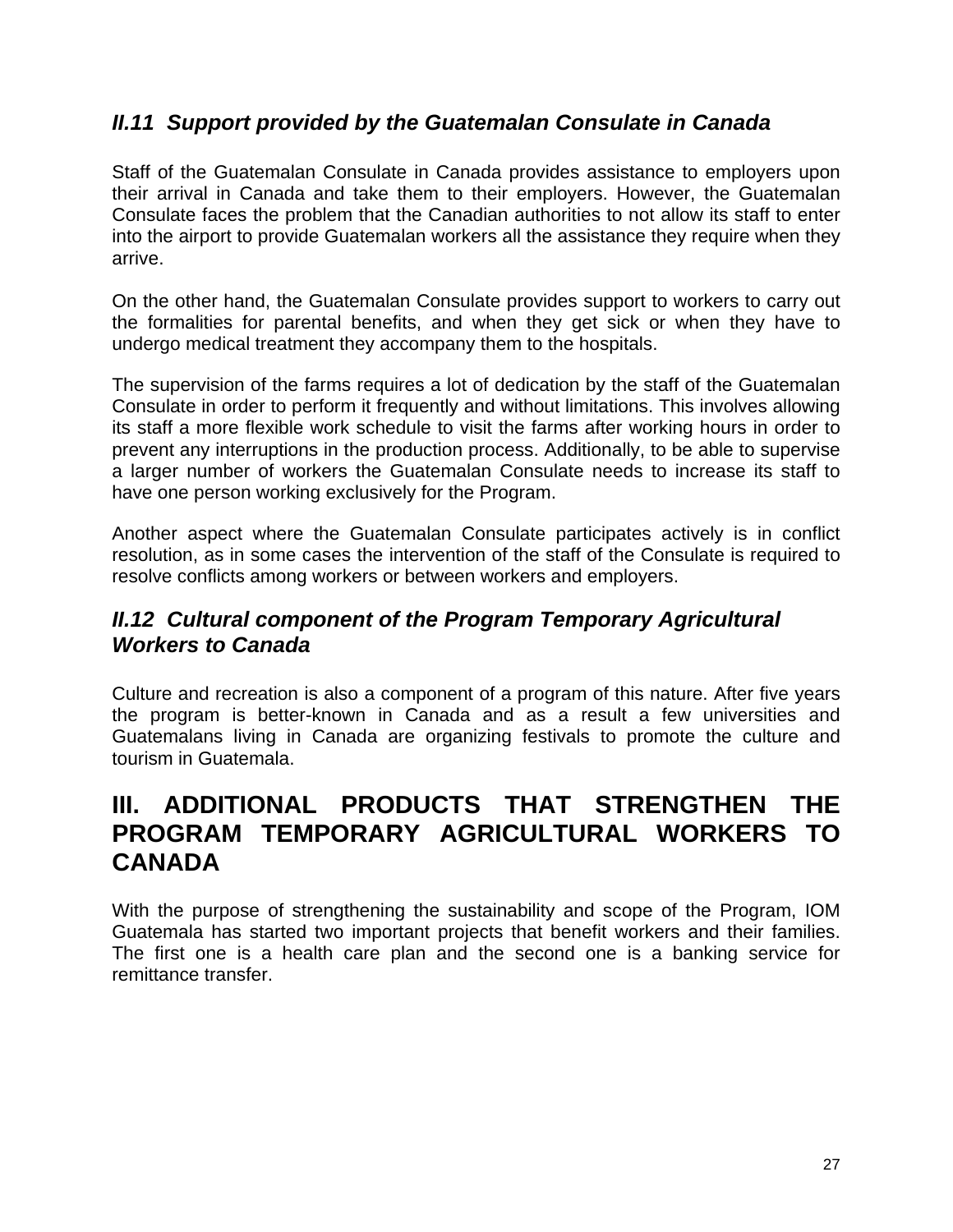### *II.11 Support provided by the Guatemalan Consulate in Canada*

Staff of the Guatemalan Consulate in Canada provides assistance to employers upon their arrival in Canada and take them to their employers. However, the Guatemalan Consulate faces the problem that the Canadian authorities to not allow its staff to enter into the airport to provide Guatemalan workers all the assistance they require when they arrive.

On the other hand, the Guatemalan Consulate provides support to workers to carry out the formalities for parental benefits, and when they get sick or when they have to undergo medical treatment they accompany them to the hospitals.

The supervision of the farms requires a lot of dedication by the staff of the Guatemalan Consulate in order to perform it frequently and without limitations. This involves allowing its staff a more flexible work schedule to visit the farms after working hours in order to prevent any interruptions in the production process. Additionally, to be able to supervise a larger number of workers the Guatemalan Consulate needs to increase its staff to have one person working exclusively for the Program.

Another aspect where the Guatemalan Consulate participates actively is in conflict resolution, as in some cases the intervention of the staff of the Consulate is required to resolve conflicts among workers or between workers and employers.

### *II.12 Cultural component of the Program Temporary Agricultural Workers to Canada*

Culture and recreation is also a component of a program of this nature. After five years the program is better-known in Canada and as a result a few universities and Guatemalans living in Canada are organizing festivals to promote the culture and tourism in Guatemala.

## III. ADDITIONAL PRODUCTS THAT STRENGTHEN THE PROGRAM TEMPORARY AGRICULTURAL WORKERS TO CANADA

With the purpose of strengthening the sustainability and scope of the Program, IOM Guatemala has started two important projects that benefit workers and their families. The first one is a health care plan and the second one is a banking service for remittance transfer.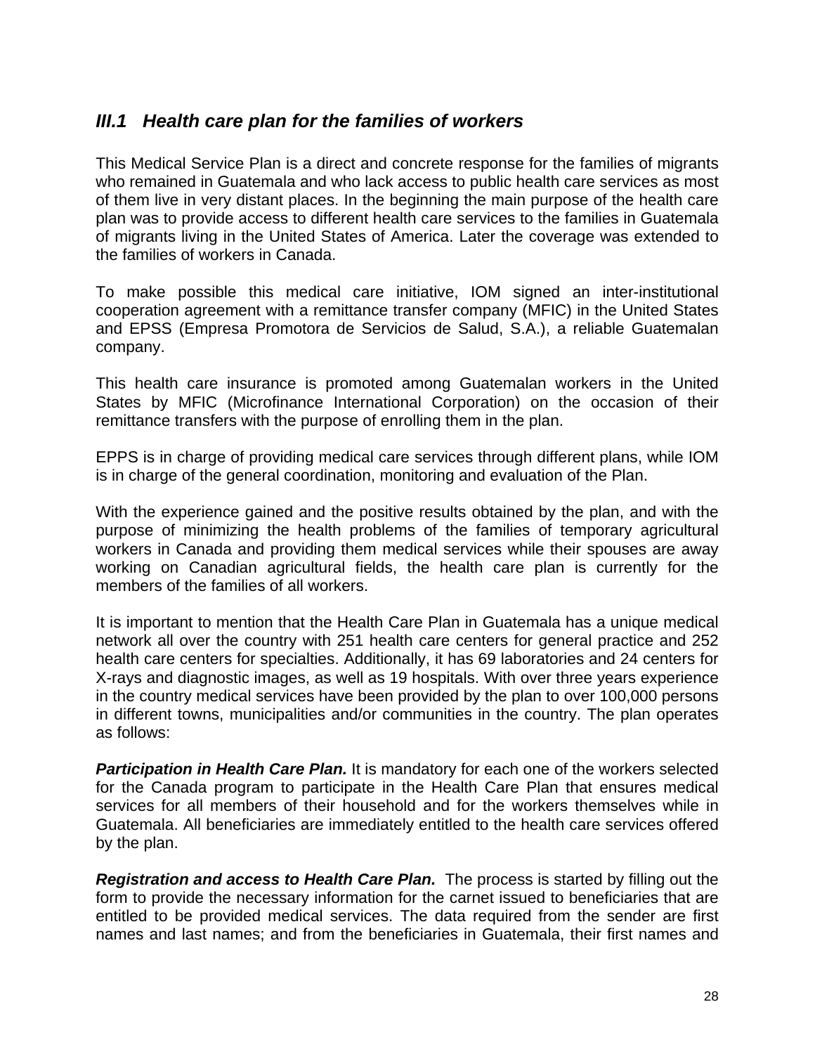## *III.1 Health care plan for the families of workers*

This Medical Service Plan is a direct and concrete response for the families of migrants who remained in Guatemala and who lack access to public health care services as most of them live in very distant places. In the beginning the main purpose of the health care plan was to provide access to different health care services to the families in Guatemala of migrants living in the United States of America. Later the coverage was extended to the families of workers in Canada.

To make possible this medical care initiative, IOM signed an inter-institutional cooperation agreement with a remittance transfer company (MFIC) in the United States and EPSS (Empresa Promotora de Servicios de Salud, S.A.), a reliable Guatemalan company.

This health care insurance is promoted among Guatemalan workers in the United States by MFIC (Microfinance International Corporation) on the occasion of their remittance transfers with the purpose of enrolling them in the plan.

EPPS is in charge of providing medical care services through different plans, while IOM is in charge of the general coordination, monitoring and evaluation of the Plan.

With the experience gained and the positive results obtained by the plan, and with the purpose of minimizing the health problems of the families of temporary agricultural workers in Canada and providing them medical services while their spouses are away working on Canadian agricultural fields, the health care plan is currently for the members of the families of all workers.

It is important to mention that the Health Care Plan in Guatemala has a unique medical network all over the country with 251 health care centers for general practice and 252 health care centers for specialties. Additionally, it has 69 laboratories and 24 centers for X-rays and diagnostic images, as well as 19 hospitals. With over three years experience in the country medical services have been provided by the plan to over 100,000 persons in different towns, municipalities and/or communities in the country. The plan operates as follows:

***Participation in Health Care Plan.*** It is mandatory for each one of the workers selected for the Canada program to participate in the Health Care Plan that ensures medical services for all members of their household and for the workers themselves while in Guatemala. All beneficiaries are immediately entitled to the health care services offered by the plan.

***Registration and access to Health Care Plan.*** The process is started by filling out the form to provide the necessary information for the carnet issued to beneficiaries that are entitled to be provided medical services. The data required from the sender are first names and last names; and from the beneficiaries in Guatemala, their first names and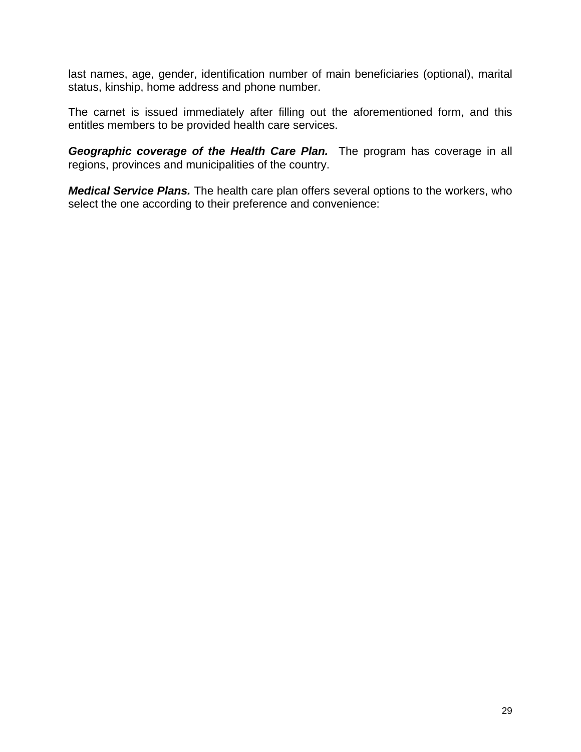last names, age, gender, identification number of main beneficiaries (optional), marital status, kinship, home address and phone number.

The carnet is issued immediately after filling out the aforementioned form, and this entitles members to be provided health care services.

***Geographic coverage of the Health Care Plan.*** The program has coverage in all regions, provinces and municipalities of the country.

***Medical Service Plans.*** The health care plan offers several options to the workers, who select the one according to their preference and convenience: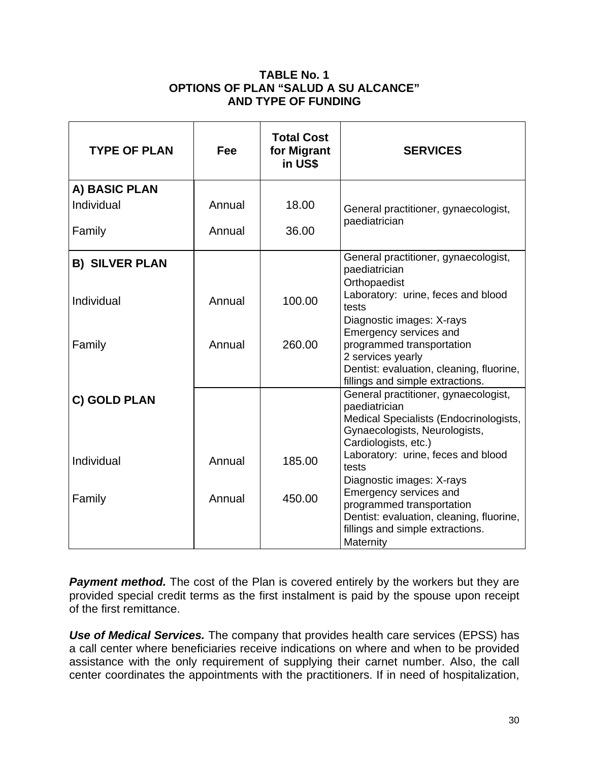**TABLE No. 1**
**OPTIONS OF PLAN "SALUD A SU ALCANCE"**
**AND TYPE OF FUNDING**

| TYPE OF PLAN | Fee | Total Cost for Migrant in US$ | SERVICES |
|---|---|---|---|
| **A) BASIC PLAN** | | | General practitioner, gynaecologist, paediatrician |
| Individual | Annual | 18.00 | |
| Family | Annual | 36.00 | |
| **B) SILVER PLAN** | | | General practitioner, gynaecologist, paediatrician<br>Orthopaedist<br>Laboratory: urine, feces and blood tests<br>Diagnostic images: X-rays<br>Emergency services and programmed transportation<br>2 services yearly<br>Dentist: evaluation, cleaning, fluorine, fillings and simple extractions. |
| Individual | Annual | 100.00 | |
| Family | Annual | 260.00 | |
| **C) GOLD PLAN** | | | General practitioner, gynaecologist, paediatrician<br>Medical Specialists (Endocrinologists, Gynaecologists, Neurologists, Cardiologists, etc.)<br>Laboratory: urine, feces and blood tests<br>Diagnostic images: X-rays<br>Emergency services and programmed transportation<br>Dentist: evaluation, cleaning, fluorine, fillings and simple extractions.<br>Maternity |
| Individual | Annual | 185.00 | |
| Family | Annual | 450.00 | |

***Payment method.*** The cost of the Plan is covered entirely by the workers but they are provided special credit terms as the first instalment is paid by the spouse upon receipt of the first remittance.

***Use of Medical Services.*** The company that provides health care services (EPSS) has a call center where beneficiaries receive indications on where and when to be provided assistance with the only requirement of supplying their carnet number. Also, the call center coordinates the appointments with the practitioners. If in need of hospitalization,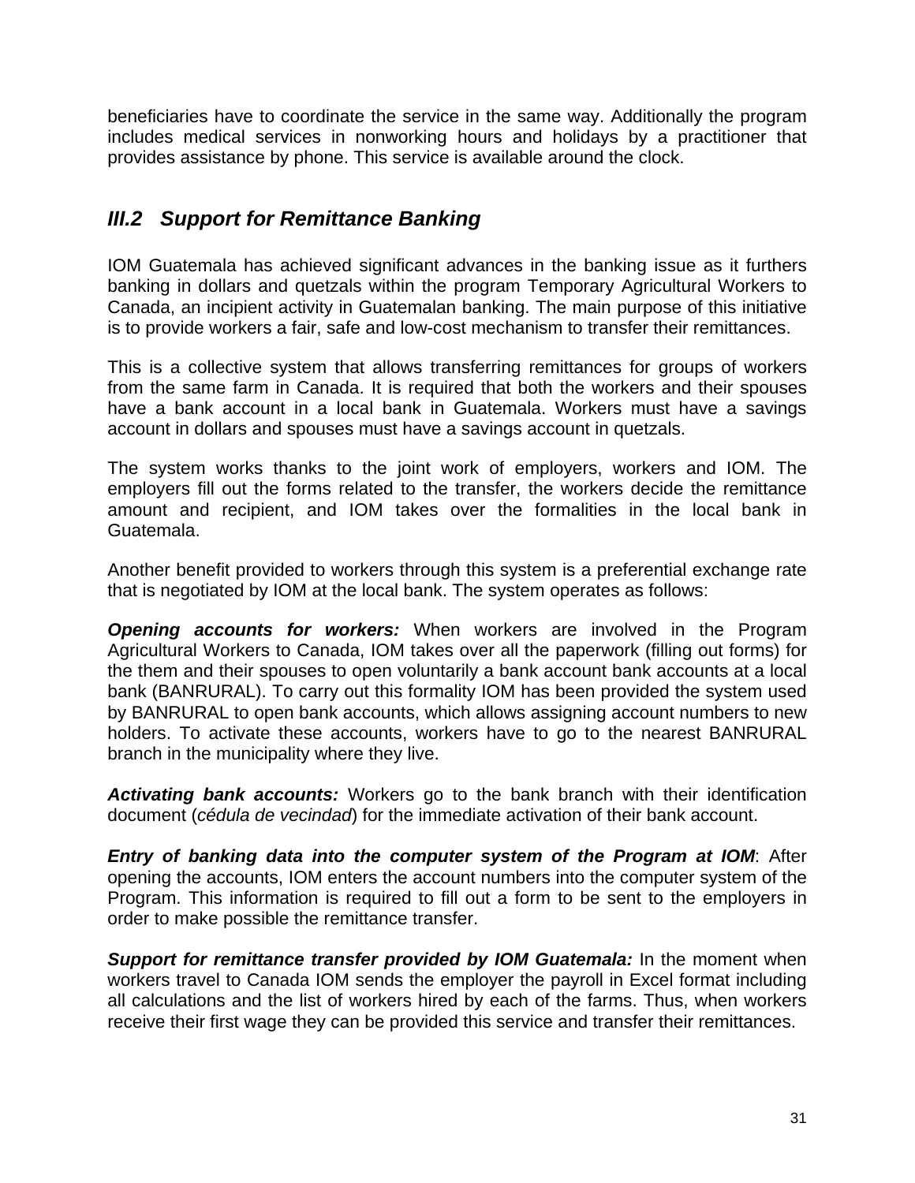beneficiaries have to coordinate the service in the same way. Additionally the program includes medical services in nonworking hours and holidays by a practitioner that provides assistance by phone. This service is available around the clock.

## *III.2 Support for Remittance Banking*

IOM Guatemala has achieved significant advances in the banking issue as it furthers banking in dollars and quetzals within the program Temporary Agricultural Workers to Canada, an incipient activity in Guatemalan banking. The main purpose of this initiative is to provide workers a fair, safe and low-cost mechanism to transfer their remittances.

This is a collective system that allows transferring remittances for groups of workers from the same farm in Canada. It is required that both the workers and their spouses have a bank account in a local bank in Guatemala. Workers must have a savings account in dollars and spouses must have a savings account in quetzals.

The system works thanks to the joint work of employers, workers and IOM. The employers fill out the forms related to the transfer, the workers decide the remittance amount and recipient, and IOM takes over the formalities in the local bank in Guatemala.

Another benefit provided to workers through this system is a preferential exchange rate that is negotiated by IOM at the local bank. The system operates as follows:

***Opening accounts for workers:*** When workers are involved in the Program Agricultural Workers to Canada, IOM takes over all the paperwork (filling out forms) for the them and their spouses to open voluntarily a bank account bank accounts at a local bank (BANRURAL). To carry out this formality IOM has been provided the system used by BANRURAL to open bank accounts, which allows assigning account numbers to new holders. To activate these accounts, workers have to go to the nearest BANRURAL branch in the municipality where they live.

***Activating bank accounts:*** Workers go to the bank branch with their identification document (*cédula de vecindad*) for the immediate activation of their bank account.

***Entry of banking data into the computer system of the Program at IOM***: After opening the accounts, IOM enters the account numbers into the computer system of the Program. This information is required to fill out a form to be sent to the employers in order to make possible the remittance transfer.

***Support for remittance transfer provided by IOM Guatemala:*** In the moment when workers travel to Canada IOM sends the employer the payroll in Excel format including all calculations and the list of workers hired by each of the farms. Thus, when workers receive their first wage they can be provided this service and transfer their remittances.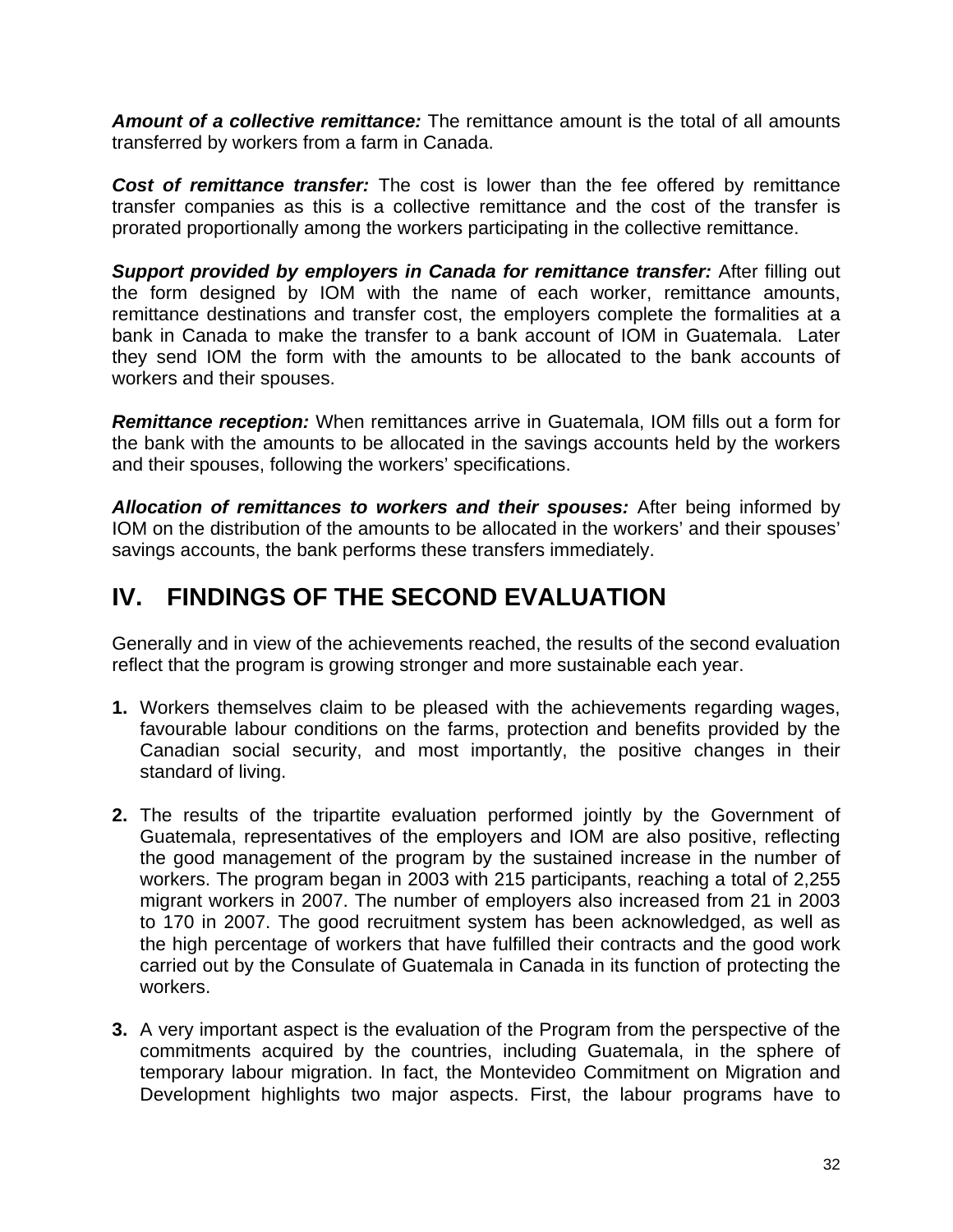***Amount of a collective remittance:*** The remittance amount is the total of all amounts transferred by workers from a farm in Canada.

***Cost of remittance transfer:*** The cost is lower than the fee offered by remittance transfer companies as this is a collective remittance and the cost of the transfer is prorated proportionally among the workers participating in the collective remittance.

***Support provided by employers in Canada for remittance transfer:*** After filling out the form designed by IOM with the name of each worker, remittance amounts, remittance destinations and transfer cost, the employers complete the formalities at a bank in Canada to make the transfer to a bank account of IOM in Guatemala. Later they send IOM the form with the amounts to be allocated to the bank accounts of workers and their spouses.

***Remittance reception:*** When remittances arrive in Guatemala, IOM fills out a form for the bank with the amounts to be allocated in the savings accounts held by the workers and their spouses, following the workers' specifications.

***Allocation of remittances to workers and their spouses:*** After being informed by IOM on the distribution of the amounts to be allocated in the workers' and their spouses' savings accounts, the bank performs these transfers immediately.

# IV. FINDINGS OF THE SECOND EVALUATION

Generally and in view of the achievements reached, the results of the second evaluation reflect that the program is growing stronger and more sustainable each year.

**1.** Workers themselves claim to be pleased with the achievements regarding wages, favourable labour conditions on the farms, protection and benefits provided by the Canadian social security, and most importantly, the positive changes in their standard of living.

**2.** The results of the tripartite evaluation performed jointly by the Government of Guatemala, representatives of the employers and IOM are also positive, reflecting the good management of the program by the sustained increase in the number of workers. The program began in 2003 with 215 participants, reaching a total of 2,255 migrant workers in 2007. The number of employers also increased from 21 in 2003 to 170 in 2007. The good recruitment system has been acknowledged, as well as the high percentage of workers that have fulfilled their contracts and the good work carried out by the Consulate of Guatemala in Canada in its function of protecting the workers.

**3.** A very important aspect is the evaluation of the Program from the perspective of the commitments acquired by the countries, including Guatemala, in the sphere of temporary labour migration. In fact, the Montevideo Commitment on Migration and Development highlights two major aspects. First, the labour programs have to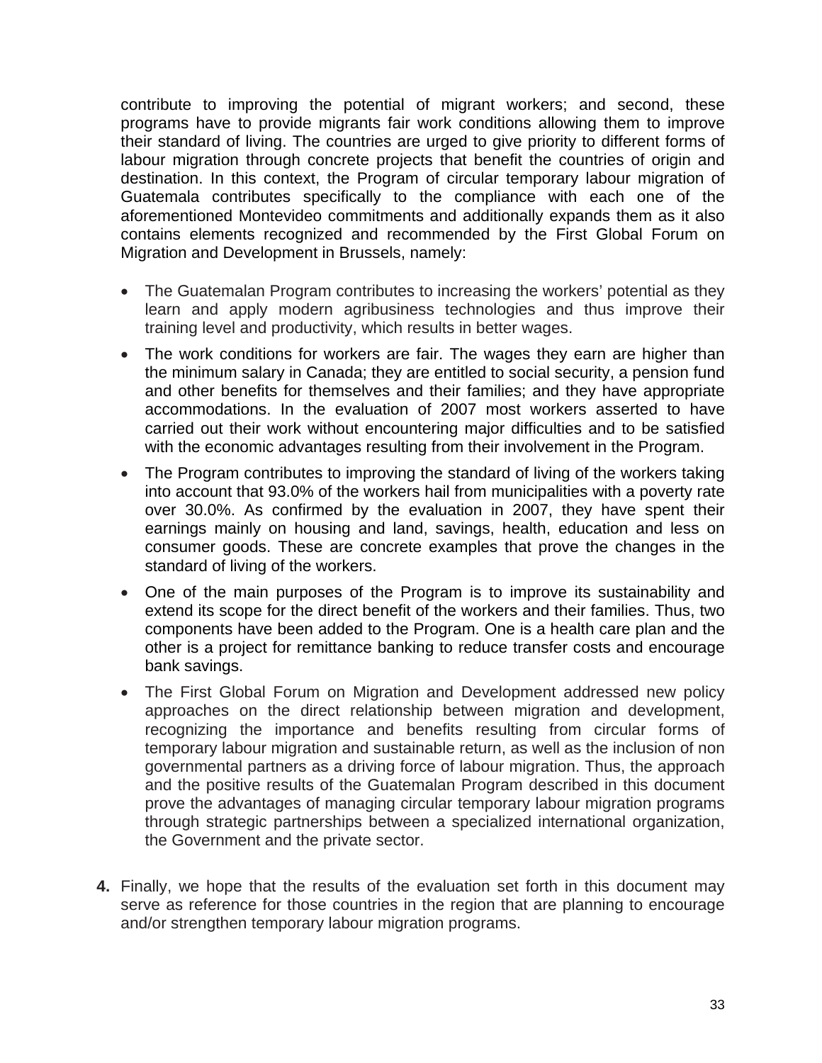contribute to improving the potential of migrant workers; and second, these programs have to provide migrants fair work conditions allowing them to improve their standard of living. The countries are urged to give priority to different forms of labour migration through concrete projects that benefit the countries of origin and destination. In this context, the Program of circular temporary labour migration of Guatemala contributes specifically to the compliance with each one of the aforementioned Montevideo commitments and additionally expands them as it also contains elements recognized and recommended by the First Global Forum on Migration and Development in Brussels, namely:

- The Guatemalan Program contributes to increasing the workers' potential as they learn and apply modern agribusiness technologies and thus improve their training level and productivity, which results in better wages.
- The work conditions for workers are fair. The wages they earn are higher than the minimum salary in Canada; they are entitled to social security, a pension fund and other benefits for themselves and their families; and they have appropriate accommodations. In the evaluation of 2007 most workers asserted to have carried out their work without encountering major difficulties and to be satisfied with the economic advantages resulting from their involvement in the Program.
- The Program contributes to improving the standard of living of the workers taking into account that 93.0% of the workers hail from municipalities with a poverty rate over 30.0%. As confirmed by the evaluation in 2007, they have spent their earnings mainly on housing and land, savings, health, education and less on consumer goods. These are concrete examples that prove the changes in the standard of living of the workers.
- One of the main purposes of the Program is to improve its sustainability and extend its scope for the direct benefit of the workers and their families. Thus, two components have been added to the Program. One is a health care plan and the other is a project for remittance banking to reduce transfer costs and encourage bank savings.
- The First Global Forum on Migration and Development addressed new policy approaches on the direct relationship between migration and development, recognizing the importance and benefits resulting from circular forms of temporary labour migration and sustainable return, as well as the inclusion of non governmental partners as a driving force of labour migration. Thus, the approach and the positive results of the Guatemalan Program described in this document prove the advantages of managing circular temporary labour migration programs through strategic partnerships between a specialized international organization, the Government and the private sector.

**4.** Finally, we hope that the results of the evaluation set forth in this document may serve as reference for those countries in the region that are planning to encourage and/or strengthen temporary labour migration programs.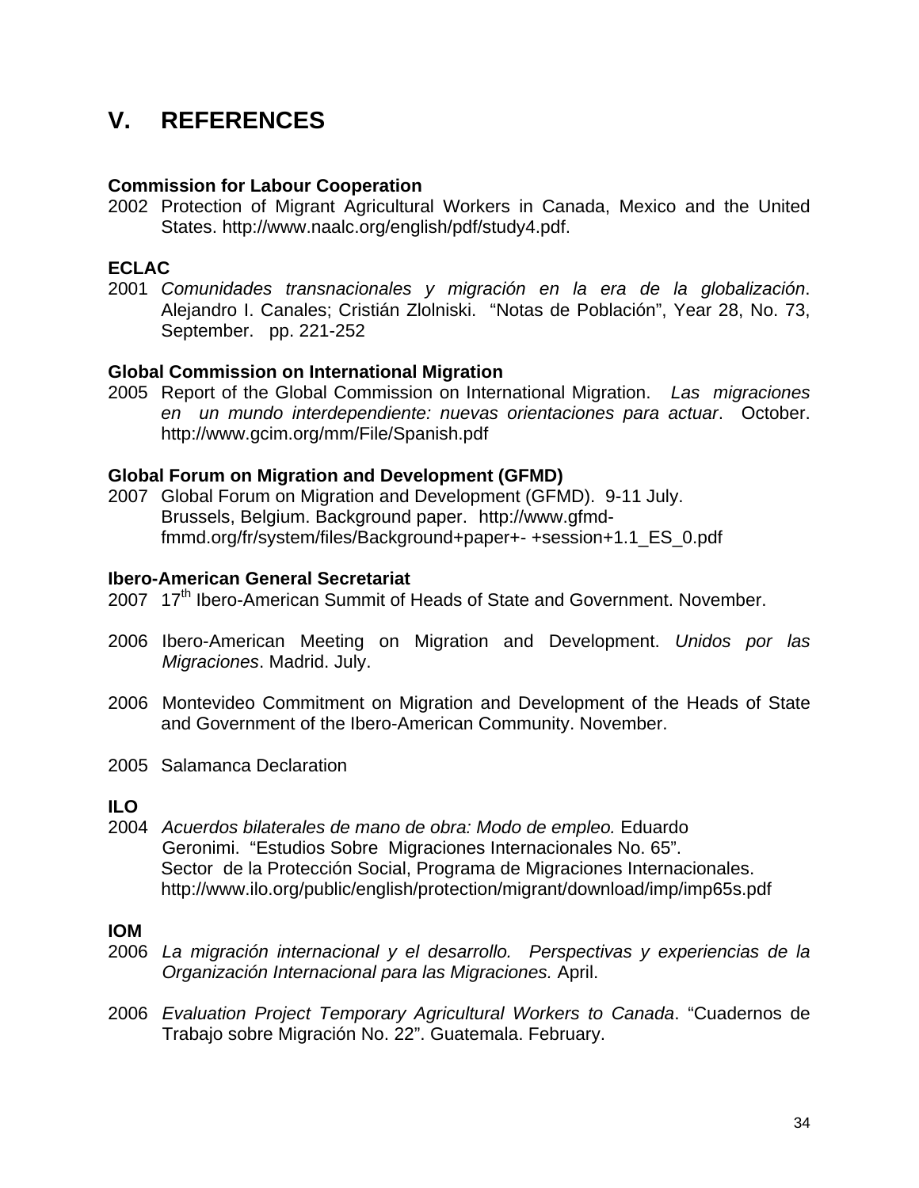# V. REFERENCES

**Commission for Labour Cooperation**

2002 Protection of Migrant Agricultural Workers in Canada, Mexico and the United States. http://www.naalc.org/english/pdf/study4.pdf.

**ECLAC**

2001 *Comunidades transnacionales y migración en la era de la globalización*. Alejandro I. Canales; Cristián Zlolniski. "Notas de Población", Year 28, No. 73, September. pp. 221-252

**Global Commission on International Migration**

2005 Report of the Global Commission on International Migration. *Las migraciones en un mundo interdependiente: nuevas orientaciones para actuar*. October. http://www.gcim.org/mm/File/Spanish.pdf

**Global Forum on Migration and Development (GFMD)**

2007 Global Forum on Migration and Development (GFMD). 9-11 July. Brussels, Belgium. Background paper. http://www.gfmd-fmmd.org/fr/system/files/Background+paper+- +session+1.1_ES_0.pdf

**Ibero-American General Secretariat**

2007 17th Ibero-American Summit of Heads of State and Government. November.

2006 Ibero-American Meeting on Migration and Development. *Unidos por las Migraciones*. Madrid. July.

2006 Montevideo Commitment on Migration and Development of the Heads of State and Government of the Ibero-American Community. November.

2005 Salamanca Declaration

**ILO**

2004 *Acuerdos bilaterales de mano de obra: Modo de empleo.* Eduardo Geronimi. "Estudios Sobre Migraciones Internacionales No. 65". Sector de la Protección Social, Programa de Migraciones Internacionales. http://www.ilo.org/public/english/protection/migrant/download/imp/imp65s.pdf

**IOM**

2006 *La migración internacional y el desarrollo. Perspectivas y experiencias de la Organización Internacional para las Migraciones.* April.

2006 *Evaluation Project Temporary Agricultural Workers to Canada*. "Cuadernos de Trabajo sobre Migración No. 22". Guatemala. February.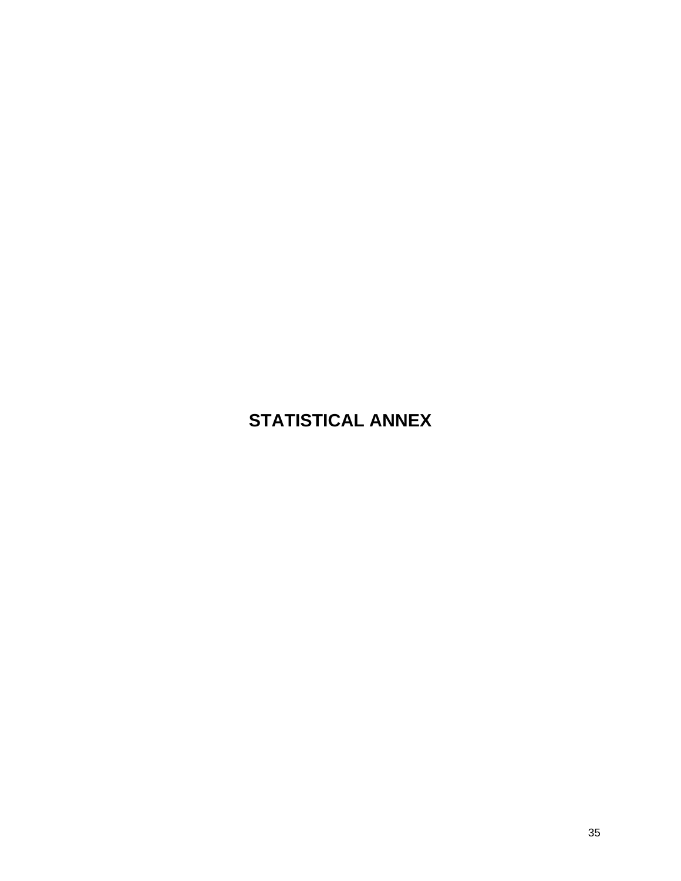# STATISTICAL ANNEX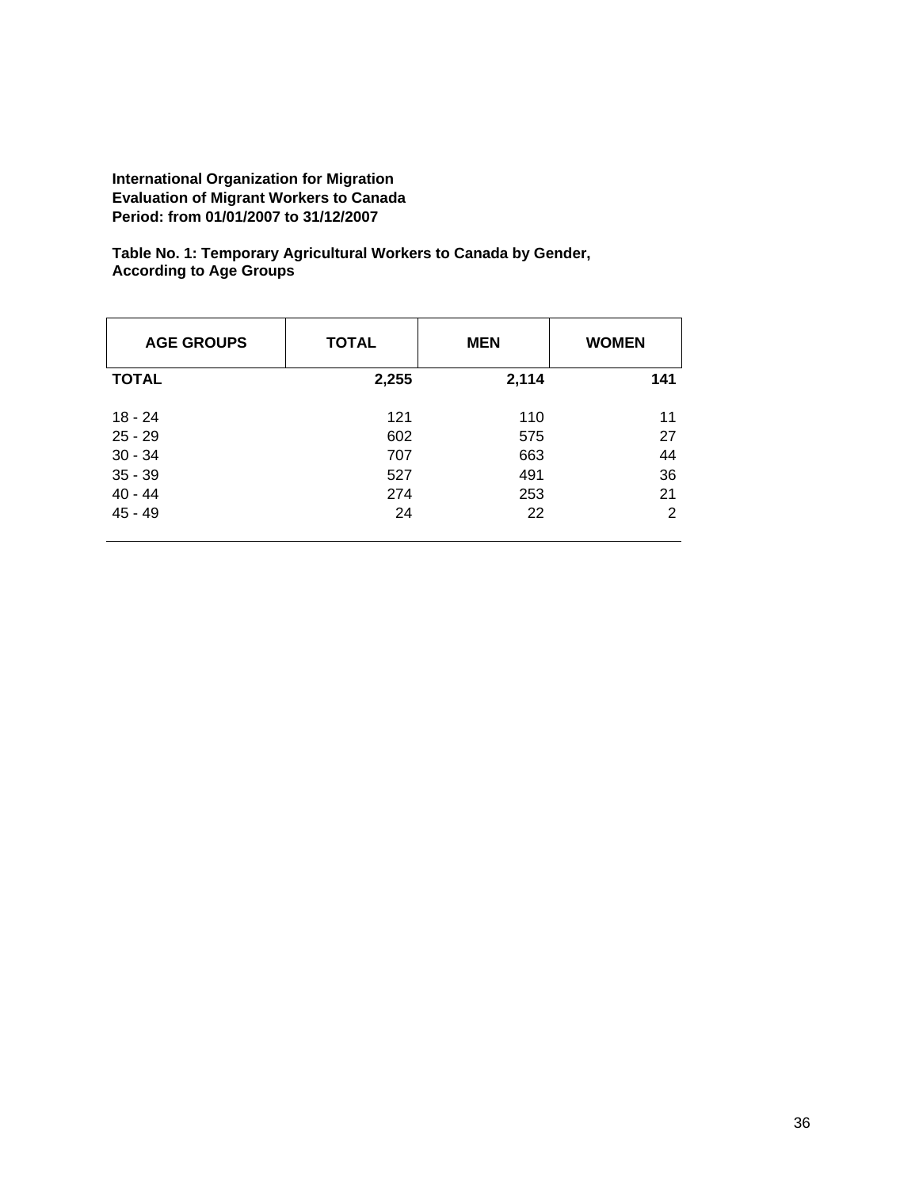**International Organization for Migration**
**Evaluation of Migrant Workers to Canada**
**Period: from 01/01/2007 to 31/12/2007**

**Table No. 1: Temporary Agricultural Workers to Canada by Gender, According to Age Groups**

| AGE GROUPS | TOTAL | MEN | WOMEN |
|---|---|---|---|
| **TOTAL** | **2,255** | **2,114** | **141** |
| 18 - 24 | 121 | 110 | 11 |
| 25 - 29 | 602 | 575 | 27 |
| 30 - 34 | 707 | 663 | 44 |
| 35 - 39 | 527 | 491 | 36 |
| 40 - 44 | 274 | 253 | 21 |
| 45 - 49 | 24 | 22 | 2 |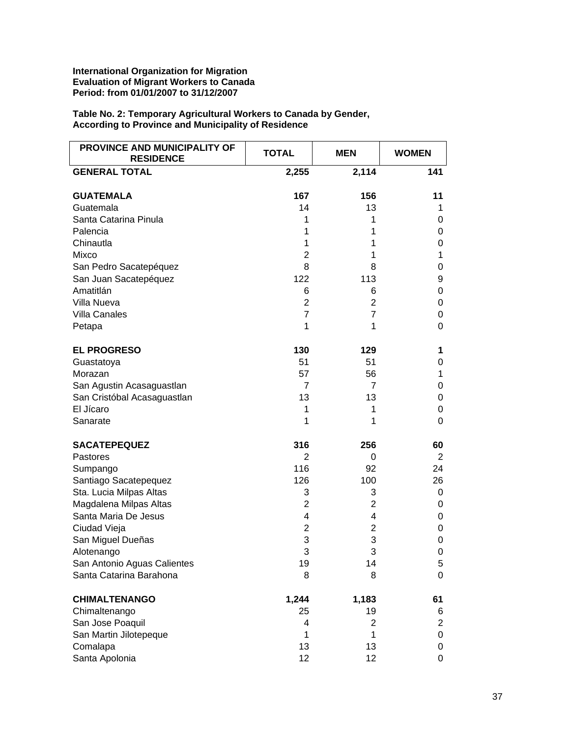**International Organization for Migration**
**Evaluation of Migrant Workers to Canada**
**Period: from 01/01/2007 to 31/12/2007**

**Table No. 2: Temporary Agricultural Workers to Canada by Gender, According to Province and Municipality of Residence**

| PROVINCE AND MUNICIPALITY OF RESIDENCE | TOTAL | MEN | WOMEN |
|---|---|---|---|
| **GENERAL TOTAL** | **2,255** | **2,114** | **141** |
| | | | |
| **GUATEMALA** | **167** | **156** | **11** |
| Guatemala | 14 | 13 | 1 |
| Santa Catarina Pinula | 1 | 1 | 0 |
| Palencia | 1 | 1 | 0 |
| Chinautla | 1 | 1 | 0 |
| Mixco | 2 | 1 | 1 |
| San Pedro Sacatepéquez | 8 | 8 | 0 |
| San Juan Sacatepéquez | 122 | 113 | 9 |
| Amatitlán | 6 | 6 | 0 |
| Villa Nueva | 2 | 2 | 0 |
| Villa Canales | 7 | 7 | 0 |
| Petapa | 1 | 1 | 0 |
| | | | |
| **EL PROGRESO** | **130** | **129** | **1** |
| Guastatoya | 51 | 51 | 0 |
| Morazan | 57 | 56 | 1 |
| San Agustin Acasaguastlan | 7 | 7 | 0 |
| San Cristóbal Acasaguastlan | 13 | 13 | 0 |
| El Jícaro | 1 | 1 | 0 |
| Sanarate | 1 | 1 | 0 |
| | | | |
| **SACATEPEQUEZ** | **316** | **256** | **60** |
| Pastores | 2 | 0 | 2 |
| Sumpango | 116 | 92 | 24 |
| Santiago Sacatepequez | 126 | 100 | 26 |
| Sta. Lucia Milpas Altas | 3 | 3 | 0 |
| Magdalena Milpas Altas | 2 | 2 | 0 |
| Santa Maria De Jesus | 4 | 4 | 0 |
| Ciudad Vieja | 2 | 2 | 0 |
| San Miguel Dueñas | 3 | 3 | 0 |
| Alotenango | 3 | 3 | 0 |
| San Antonio Aguas Calientes | 19 | 14 | 5 |
| Santa Catarina Barahona | 8 | 8 | 0 |
| | | | |
| **CHIMALTENANGO** | **1,244** | **1,183** | **61** |
| Chimaltenango | 25 | 19 | 6 |
| San Jose Poaquil | 4 | 2 | 2 |
| San Martin Jilotepeque | 1 | 1 | 0 |
| Comalapa | 13 | 13 | 0 |
| Santa Apolonia | 12 | 12 | 0 |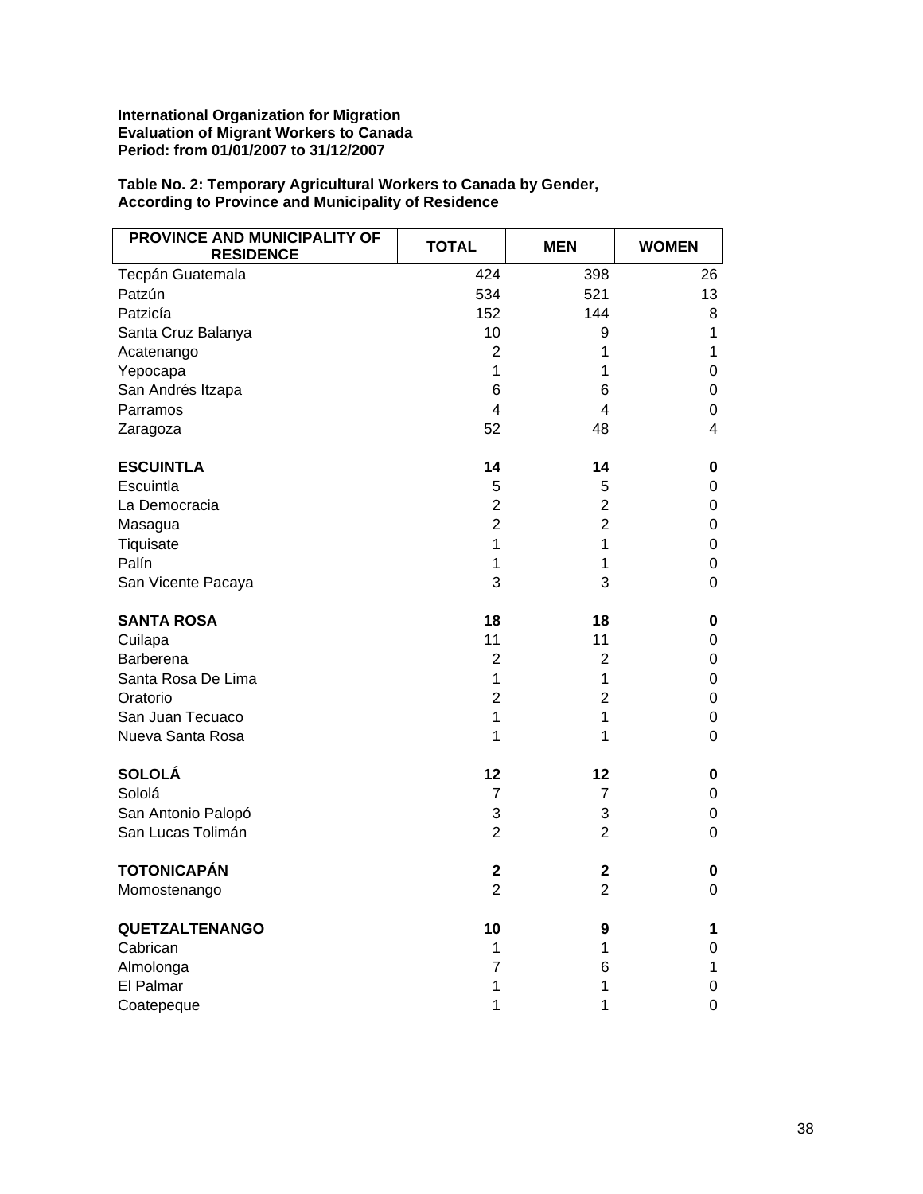**International Organization for Migration**
**Evaluation of Migrant Workers to Canada**
**Period: from 01/01/2007 to 31/12/2007**

**Table No. 2: Temporary Agricultural Workers to Canada by Gender, According to Province and Municipality of Residence**

| PROVINCE AND MUNICIPALITY OF RESIDENCE | TOTAL | MEN | WOMEN |
|---|---|---|---|
| Tecpán Guatemala | 424 | 398 | 26 |
| Patzún | 534 | 521 | 13 |
| Patzicía | 152 | 144 | 8 |
| Santa Cruz Balanya | 10 | 9 | 1 |
| Acatenango | 2 | 1 | 1 |
| Yepocapa | 1 | 1 | 0 |
| San Andrés Itzapa | 6 | 6 | 0 |
| Parramos | 4 | 4 | 0 |
| Zaragoza | 52 | 48 | 4 |
| **ESCUINTLA** | **14** | **14** | **0** |
| Escuintla | 5 | 5 | 0 |
| La Democracia | 2 | 2 | 0 |
| Masagua | 2 | 2 | 0 |
| Tiquisate | 1 | 1 | 0 |
| Palín | 1 | 1 | 0 |
| San Vicente Pacaya | 3 | 3 | 0 |
| **SANTA ROSA** | **18** | **18** | **0** |
| Cuilapa | 11 | 11 | 0 |
| Barberena | 2 | 2 | 0 |
| Santa Rosa De Lima | 1 | 1 | 0 |
| Oratorio | 2 | 2 | 0 |
| San Juan Tecuaco | 1 | 1 | 0 |
| Nueva Santa Rosa | 1 | 1 | 0 |
| **SOLOLÁ** | **12** | **12** | **0** |
| Sololá | 7 | 7 | 0 |
| San Antonio Palopó | 3 | 3 | 0 |
| San Lucas Tolimán | 2 | 2 | 0 |
| **TOTONICAPÁN** | **2** | **2** | **0** |
| Momostenango | 2 | 2 | 0 |
| **QUETZALTENANGO** | **10** | **9** | **1** |
| Cabrican | 1 | 1 | 0 |
| Almolonga | 7 | 6 | 1 |
| El Palmar | 1 | 1 | 0 |
| Coatepeque | 1 | 1 | 0 |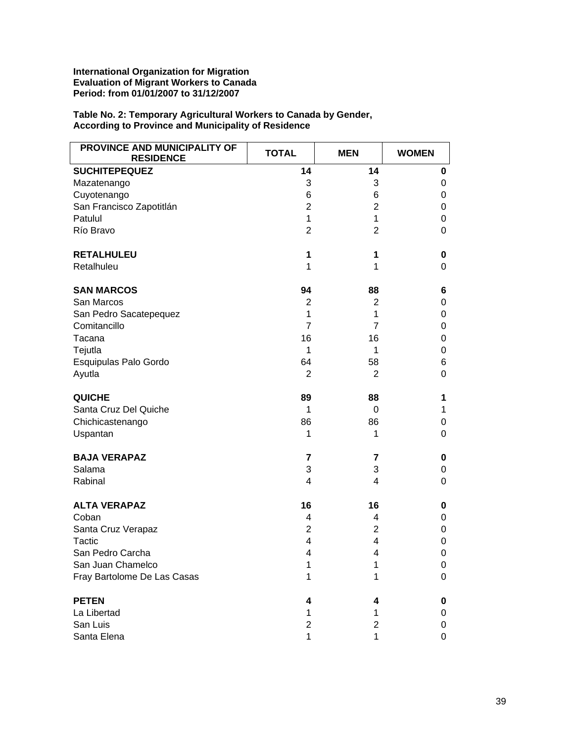**International Organization for Migration**
**Evaluation of Migrant Workers to Canada**
**Period: from 01/01/2007 to 31/12/2007**

**Table No. 2: Temporary Agricultural Workers to Canada by Gender, According to Province and Municipality of Residence**

| PROVINCE AND MUNICIPALITY OF RESIDENCE | TOTAL | MEN | WOMEN |
|---|---|---|---|
| **SUCHITEPEQUEZ** | **14** | **14** | **0** |
| Mazatenango | 3 | 3 | 0 |
| Cuyotenango | 6 | 6 | 0 |
| San Francisco Zapotitlán | 2 | 2 | 0 |
| Patulul | 1 | 1 | 0 |
| Río Bravo | 2 | 2 | 0 |
| **RETALHULEU** | **1** | **1** | **0** |
| Retalhuleu | 1 | 1 | 0 |
| **SAN MARCOS** | **94** | **88** | **6** |
| San Marcos | 2 | 2 | 0 |
| San Pedro Sacatepequez | 1 | 1 | 0 |
| Comitancillo | 7 | 7 | 0 |
| Tacana | 16 | 16 | 0 |
| Tejutla | 1 | 1 | 0 |
| Esquipulas Palo Gordo | 64 | 58 | 6 |
| Ayutla | 2 | 2 | 0 |
| **QUICHE** | **89** | **88** | **1** |
| Santa Cruz Del Quiche | 1 | 0 | 1 |
| Chichicastenango | 86 | 86 | 0 |
| Uspantan | 1 | 1 | 0 |
| **BAJA VERAPAZ** | **7** | **7** | **0** |
| Salama | 3 | 3 | 0 |
| Rabinal | 4 | 4 | 0 |
| **ALTA VERAPAZ** | **16** | **16** | **0** |
| Coban | 4 | 4 | 0 |
| Santa Cruz Verapaz | 2 | 2 | 0 |
| Tactic | 4 | 4 | 0 |
| San Pedro Carcha | 4 | 4 | 0 |
| San Juan Chamelco | 1 | 1 | 0 |
| Fray Bartolome De Las Casas | 1 | 1 | 0 |
| **PETEN** | **4** | **4** | **0** |
| La Libertad | 1 | 1 | 0 |
| San Luis | 2 | 2 | 0 |
| Santa Elena | 1 | 1 | 0 |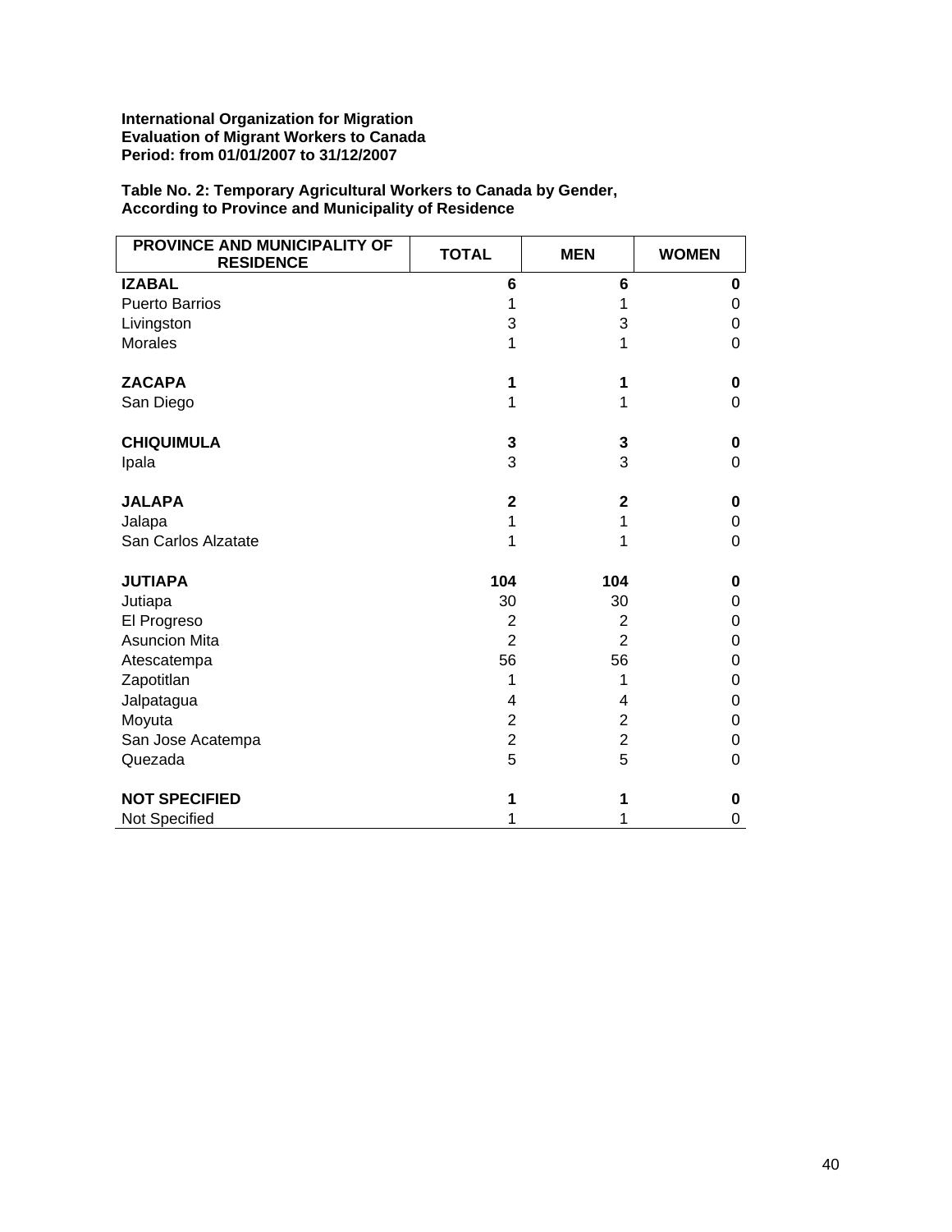**International Organization for Migration**
**Evaluation of Migrant Workers to Canada**
**Period: from 01/01/2007 to 31/12/2007**

**Table No. 2: Temporary Agricultural Workers to Canada by Gender, According to Province and Municipality of Residence**

| PROVINCE AND MUNICIPALITY OF RESIDENCE | TOTAL | MEN | WOMEN |
|---|---|---|---|
| **IZABAL** | **6** | **6** | **0** |
| Puerto Barrios | 1 | 1 | 0 |
| Livingston | 3 | 3 | 0 |
| Morales | 1 | 1 | 0 |
| **ZACAPA** | **1** | **1** | **0** |
| San Diego | 1 | 1 | 0 |
| **CHIQUIMULA** | **3** | **3** | **0** |
| Ipala | 3 | 3 | 0 |
| **JALAPA** | **2** | **2** | **0** |
| Jalapa | 1 | 1 | 0 |
| San Carlos Alzatate | 1 | 1 | 0 |
| **JUTIAPA** | **104** | **104** | **0** |
| Jutiapa | 30 | 30 | 0 |
| El Progreso | 2 | 2 | 0 |
| Asuncion Mita | 2 | 2 | 0 |
| Atescatempa | 56 | 56 | 0 |
| Zapotitlan | 1 | 1 | 0 |
| Jalpatagua | 4 | 4 | 0 |
| Moyuta | 2 | 2 | 0 |
| San Jose Acatempa | 2 | 2 | 0 |
| Quezada | 5 | 5 | 0 |
| **NOT SPECIFIED** | **1** | **1** | **0** |
| Not Specified | 1 | 1 | 0 |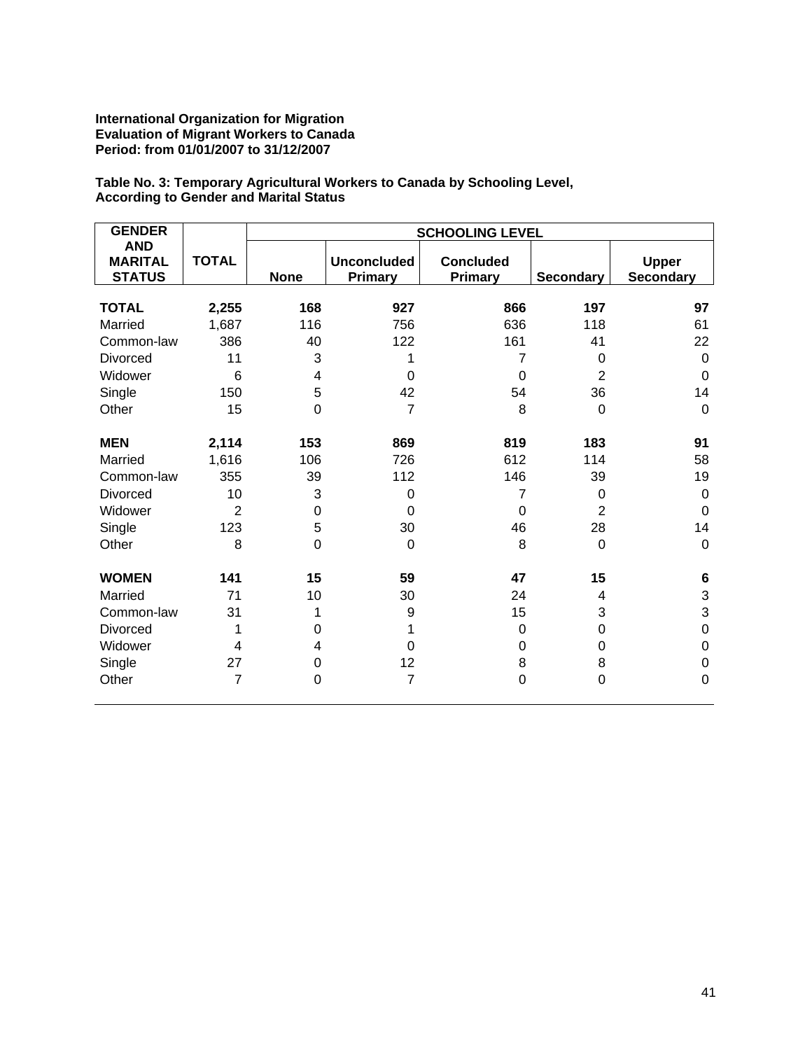**International Organization for Migration**
**Evaluation of Migrant Workers to Canada**
**Period: from 01/01/2007 to 31/12/2007**

**Table No. 3: Temporary Agricultural Workers to Canada by Schooling Level, According to Gender and Marital Status**

| GENDER AND MARITAL STATUS | TOTAL | SCHOOLING LEVEL | | | | |
|---|---|---|---|---|---|---|
| | | None | Unconcluded Primary | Concluded Primary | Secondary | Upper Secondary |
| **TOTAL** | **2,255** | **168** | **927** | **866** | **197** | **97** |
| Married | 1,687 | 116 | 756 | 636 | 118 | 61 |
| Common-law | 386 | 40 | 122 | 161 | 41 | 22 |
| Divorced | 11 | 3 | 1 | 7 | 0 | 0 |
| Widower | 6 | 4 | 0 | 0 | 2 | 0 |
| Single | 150 | 5 | 42 | 54 | 36 | 14 |
| Other | 15 | 0 | 7 | 8 | 0 | 0 |
| **MEN** | **2,114** | **153** | **869** | **819** | **183** | **91** |
| Married | 1,616 | 106 | 726 | 612 | 114 | 58 |
| Common-law | 355 | 39 | 112 | 146 | 39 | 19 |
| Divorced | 10 | 3 | 0 | 7 | 0 | 0 |
| Widower | 2 | 0 | 0 | 0 | 2 | 0 |
| Single | 123 | 5 | 30 | 46 | 28 | 14 |
| Other | 8 | 0 | 0 | 8 | 0 | 0 |
| **WOMEN** | **141** | **15** | **59** | **47** | **15** | **6** |
| Married | 71 | 10 | 30 | 24 | 4 | 3 |
| Common-law | 31 | 1 | 9 | 15 | 3 | 3 |
| Divorced | 1 | 0 | 1 | 0 | 0 | 0 |
| Widower | 4 | 4 | 0 | 0 | 0 | 0 |
| Single | 27 | 0 | 12 | 8 | 8 | 0 |
| Other | 7 | 0 | 7 | 0 | 0 | 0 |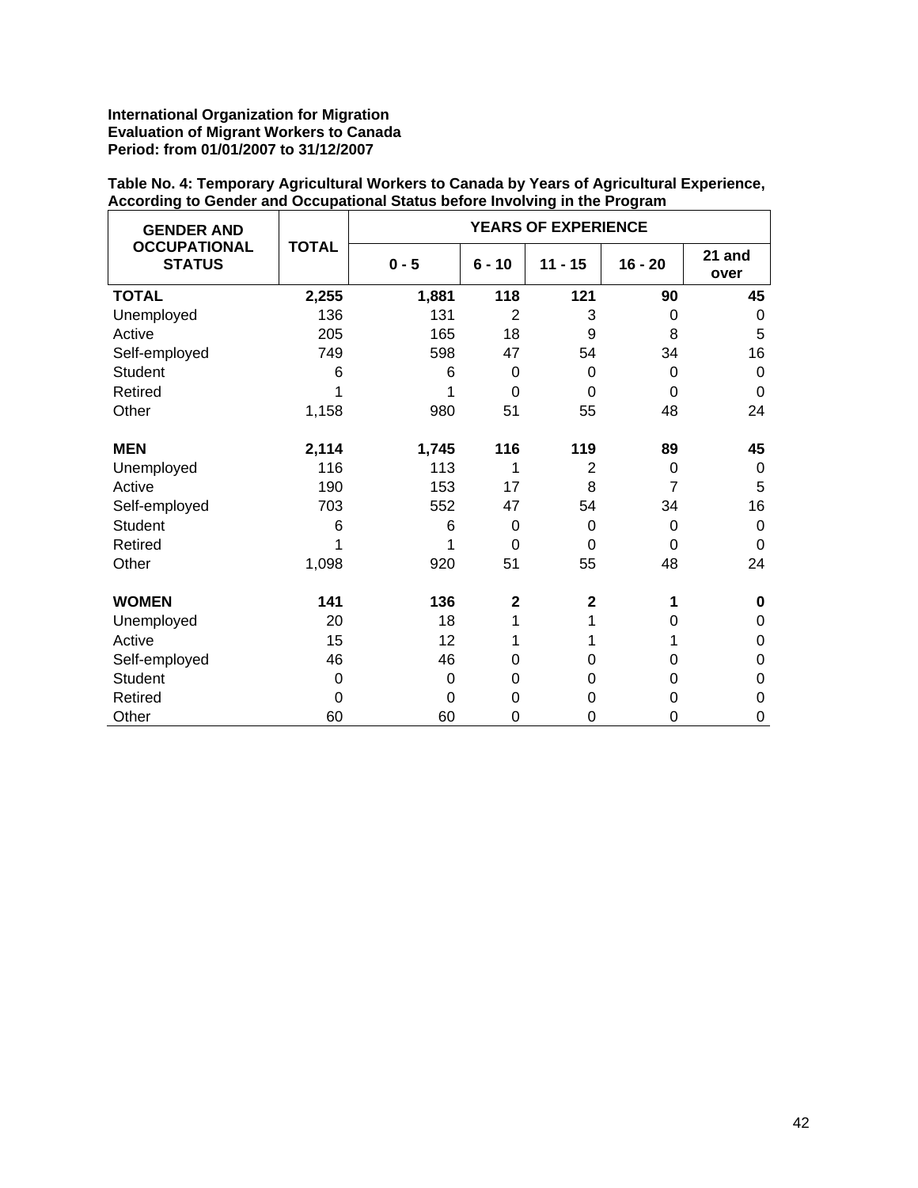**International Organization for Migration**
**Evaluation of Migrant Workers to Canada**
**Period: from 01/01/2007 to 31/12/2007**

**Table No. 4: Temporary Agricultural Workers to Canada by Years of Agricultural Experience, According to Gender and Occupational Status before Involving in the Program**

| GENDER AND OCCUPATIONAL STATUS | TOTAL | YEARS OF EXPERIENCE | | | | |
|---|---|---|---|---|---|---|
| | | 0 - 5 | 6 - 10 | 11 - 15 | 16 - 20 | 21 and over |
| **TOTAL** | **2,255** | **1,881** | **118** | **121** | **90** | **45** |
| Unemployed | 136 | 131 | 2 | 3 | 0 | 0 |
| Active | 205 | 165 | 18 | 9 | 8 | 5 |
| Self-employed | 749 | 598 | 47 | 54 | 34 | 16 |
| Student | 6 | 6 | 0 | 0 | 0 | 0 |
| Retired | 1 | 1 | 0 | 0 | 0 | 0 |
| Other | 1,158 | 980 | 51 | 55 | 48 | 24 |
| **MEN** | **2,114** | **1,745** | **116** | **119** | **89** | **45** |
| Unemployed | 116 | 113 | 1 | 2 | 0 | 0 |
| Active | 190 | 153 | 17 | 8 | 7 | 5 |
| Self-employed | 703 | 552 | 47 | 54 | 34 | 16 |
| Student | 6 | 6 | 0 | 0 | 0 | 0 |
| Retired | 1 | 1 | 0 | 0 | 0 | 0 |
| Other | 1,098 | 920 | 51 | 55 | 48 | 24 |
| **WOMEN** | **141** | **136** | **2** | **2** | **1** | **0** |
| Unemployed | 20 | 18 | 1 | 1 | 0 | 0 |
| Active | 15 | 12 | 1 | 1 | 1 | 0 |
| Self-employed | 46 | 46 | 0 | 0 | 0 | 0 |
| Student | 0 | 0 | 0 | 0 | 0 | 0 |
| Retired | 0 | 0 | 0 | 0 | 0 | 0 |
| Other | 60 | 60 | 0 | 0 | 0 | 0 |